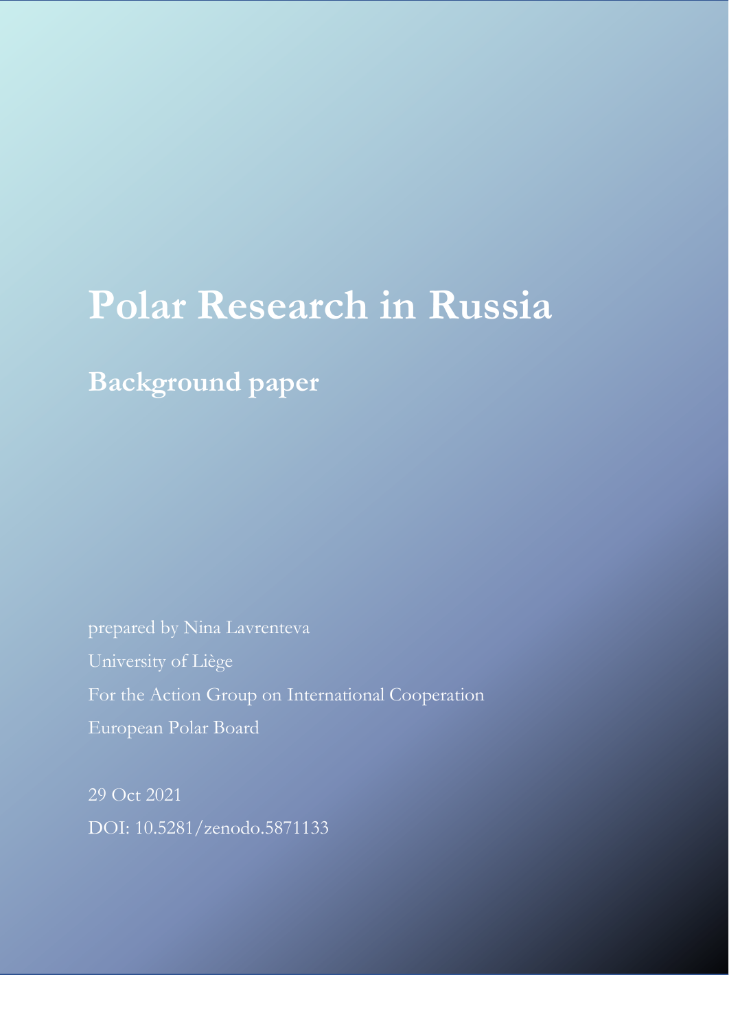# Polar Research in Russia

## Background paper

prepared by Nina Lavrenteva

University of Liège

For the Action Group on International Cooperation

European Polar Board

29 Oct 2021

DOI: 10.5281/zenodo.5871133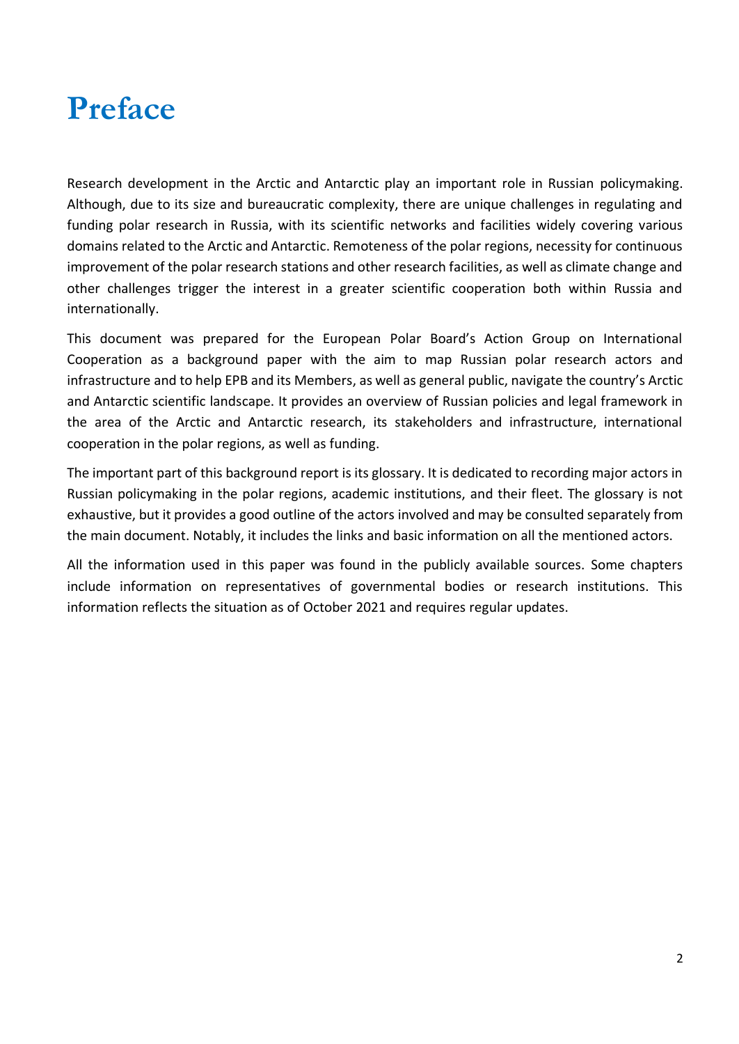# Preface

Research development in the Arctic and Antarctic play an important role in Russian policymaking. Although, due to its size and bureaucratic complexity, there are unique challenges in regulating and funding polar research in Russia, with its scientific networks and facilities widely covering various domains related to the Arctic and Antarctic. Remoteness of the polar regions, necessity for continuous improvement of the polar research stations and other research facilities, as well as climate change and other challenges trigger the interest in a greater scientific cooperation both within Russia and internationally.

This document was prepared for the European Polar Board's Action Group on International Cooperation as a background paper with the aim to map Russian polar research actors and infrastructure and to help EPB and its Members, as well as general public, navigate the country's Arctic and Antarctic scientific landscape. It provides an overview of Russian policies and legal framework in the area of the Arctic and Antarctic research, its stakeholders and infrastructure, international cooperation in the polar regions, as well as funding.

The important part of this background report is its glossary. It is dedicated to recording major actors in Russian policymaking in the polar regions, academic institutions, and their fleet. The glossary is not exhaustive, but it provides a good outline of the actors involved and may be consulted separately from the main document. Notably, it includes the links and basic information on all the mentioned actors.

All the information used in this paper was found in the publicly available sources. Some chapters include information on representatives of governmental bodies or research institutions. This information reflects the situation as of October 2021 and requires regular updates.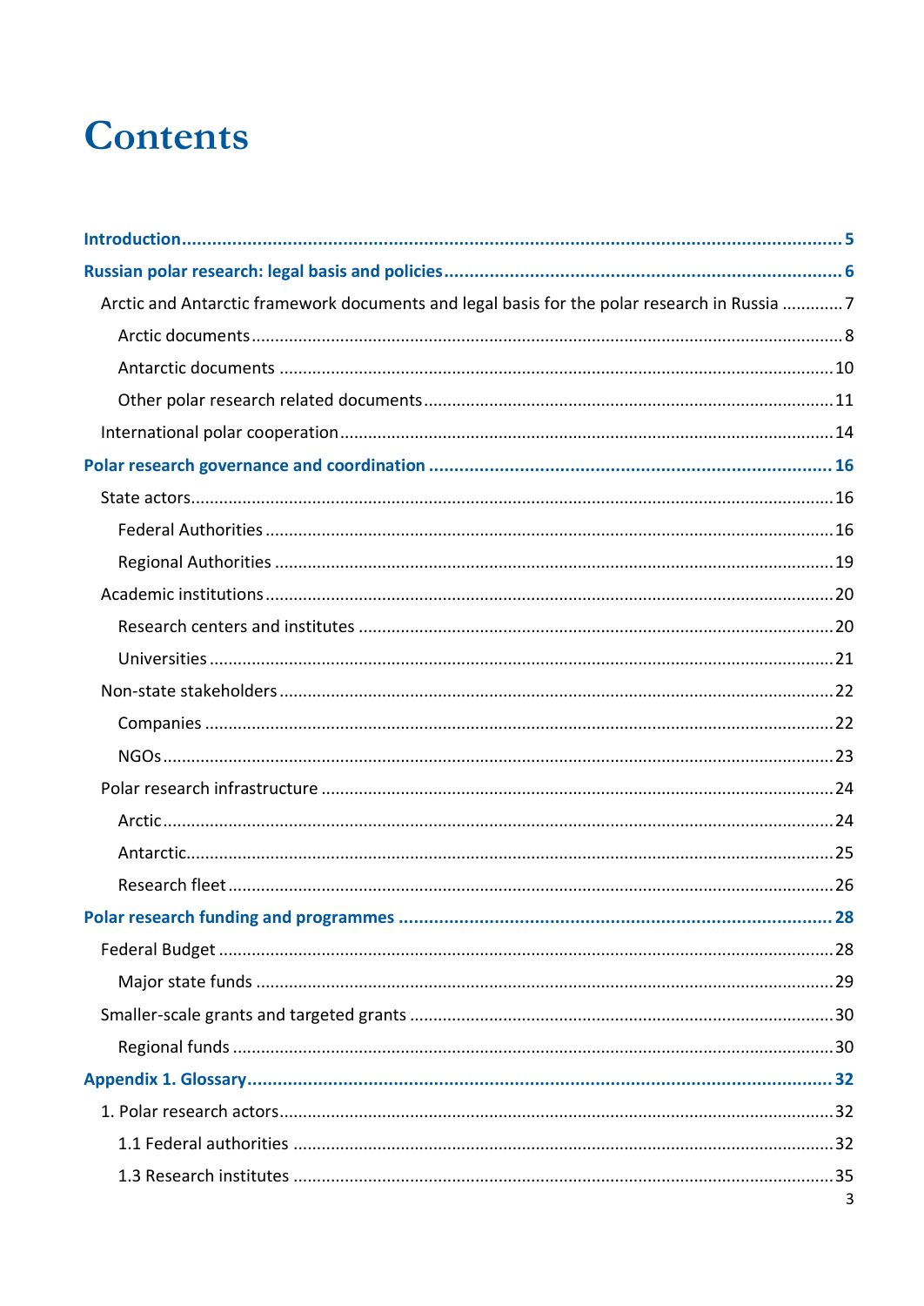# Contents

**Introduction** .......... **5**

**Russian polar research: legal basis and policies** .......... **6**

- Arctic and Antarctic framework documents and legal basis for the polar research in Russia .......... 7
  - Arctic documents .......... 8
  - Antarctic documents .......... 10
  - Other polar research related documents .......... 11
- International polar cooperation .......... 14

**Polar research governance and coordination** .......... **16**

- State actors .......... 16
  - Federal Authorities .......... 16
  - Regional Authorities .......... 19
- Academic institutions .......... 20
  - Research centers and institutes .......... 20
  - Universities .......... 21
- Non-state stakeholders .......... 22
  - Companies .......... 22
  - NGOs .......... 23
- Polar research infrastructure .......... 24
  - Arctic .......... 24
  - Antarctic .......... 25
  - Research fleet .......... 26

**Polar research funding and programmes** .......... **28**

- Federal Budget .......... 28
  - Major state funds .......... 29
- Smaller-scale grants and targeted grants .......... 30
  - Regional funds .......... 30

**Appendix 1. Glossary** .......... **32**

- 1. Polar research actors .......... 32
  - 1.1 Federal authorities .......... 32
  - 1.3 Research institutes .......... 35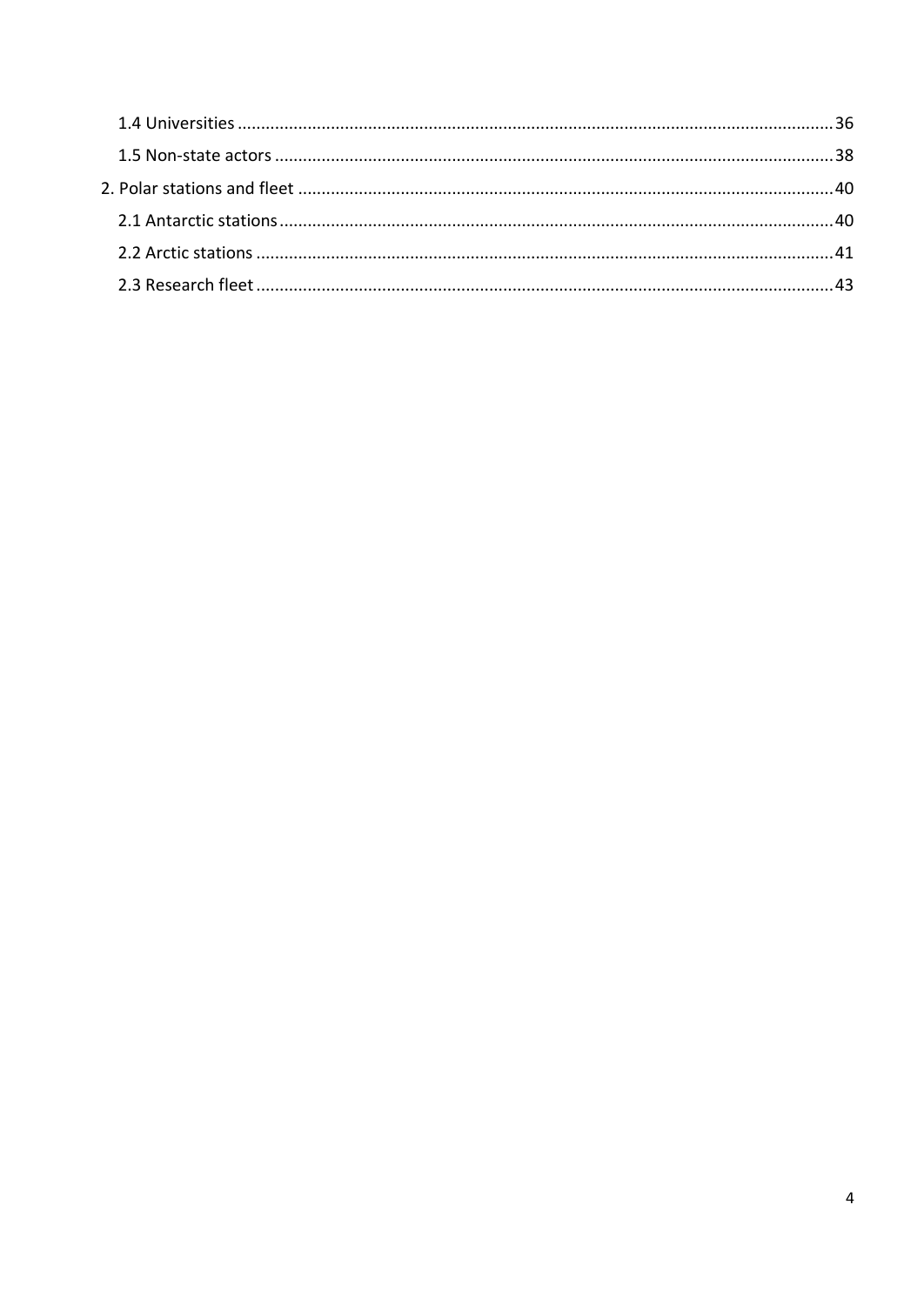1.4 Universities ............................................................ 36

1.5 Non-state actors ............................................................ 38

2. Polar stations and fleet ............................................................ 40

2.1 Antarctic stations ............................................................ 40

2.2 Arctic stations ............................................................ 41

2.3 Research fleet ............................................................ 43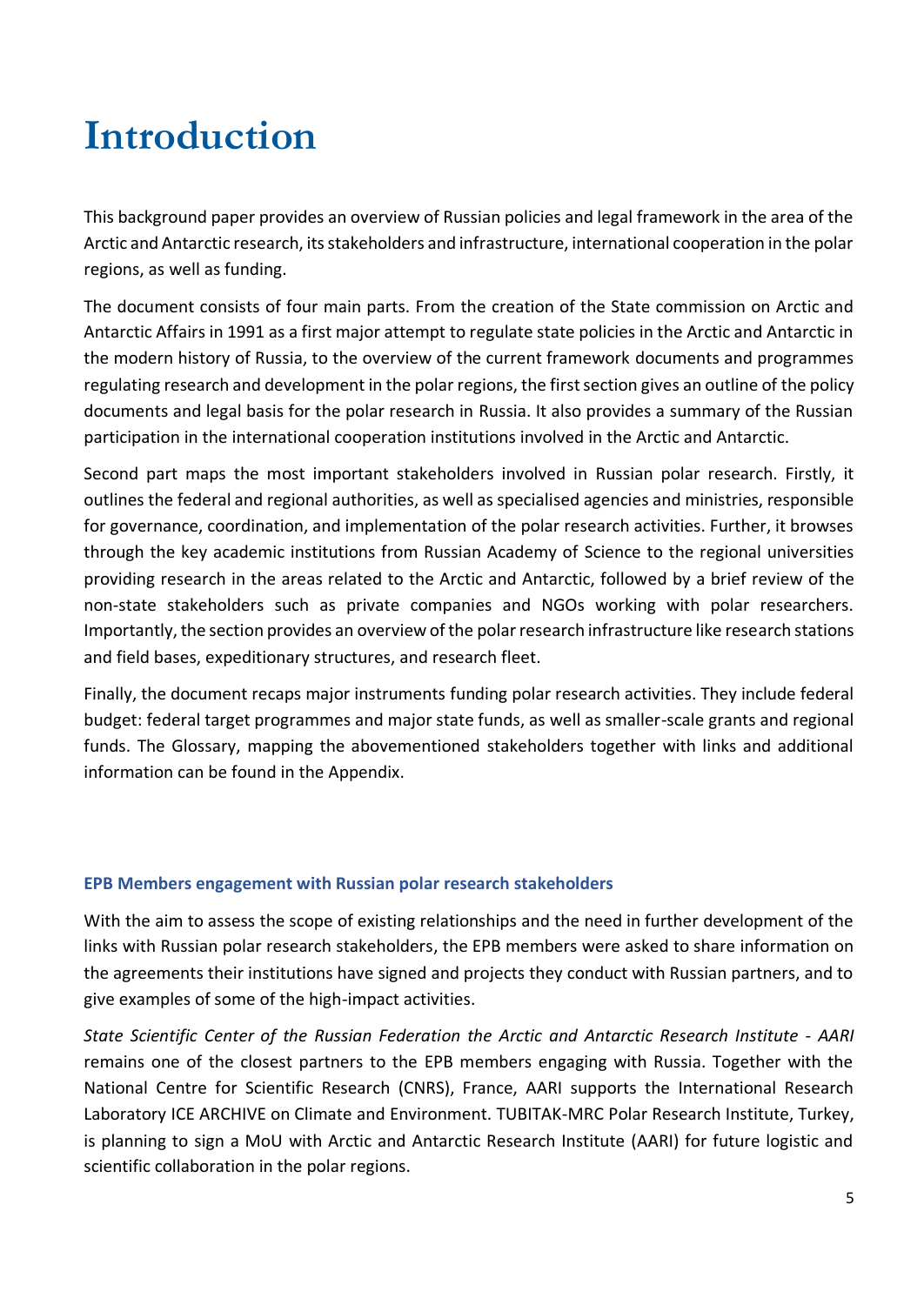# Introduction

This background paper provides an overview of Russian policies and legal framework in the area of the Arctic and Antarctic research, its stakeholders and infrastructure, international cooperation in the polar regions, as well as funding.

The document consists of four main parts. From the creation of the State commission on Arctic and Antarctic Affairs in 1991 as a first major attempt to regulate state policies in the Arctic and Antarctic in the modern history of Russia, to the overview of the current framework documents and programmes regulating research and development in the polar regions, the first section gives an outline of the policy documents and legal basis for the polar research in Russia. It also provides a summary of the Russian participation in the international cooperation institutions involved in the Arctic and Antarctic.

Second part maps the most important stakeholders involved in Russian polar research. Firstly, it outlines the federal and regional authorities, as well as specialised agencies and ministries, responsible for governance, coordination, and implementation of the polar research activities. Further, it browses through the key academic institutions from Russian Academy of Science to the regional universities providing research in the areas related to the Arctic and Antarctic, followed by a brief review of the non-state stakeholders such as private companies and NGOs working with polar researchers. Importantly, the section provides an overview of the polar research infrastructure like research stations and field bases, expeditionary structures, and research fleet.

Finally, the document recaps major instruments funding polar research activities. They include federal budget: federal target programmes and major state funds, as well as smaller-scale grants and regional funds. The Glossary, mapping the abovementioned stakeholders together with links and additional information can be found in the Appendix.

### EPB Members engagement with Russian polar research stakeholders

With the aim to assess the scope of existing relationships and the need in further development of the links with Russian polar research stakeholders, the EPB members were asked to share information on the agreements their institutions have signed and projects they conduct with Russian partners, and to give examples of some of the high-impact activities.

*State Scientific Center of the Russian Federation the Arctic and Antarctic Research Institute - AARI* remains one of the closest partners to the EPB members engaging with Russia. Together with the National Centre for Scientific Research (CNRS), France, AARI supports the International Research Laboratory ICE ARCHIVE on Climate and Environment. TUBITAK-MRC Polar Research Institute, Turkey, is planning to sign a MoU with Arctic and Antarctic Research Institute (AARI) for future logistic and scientific collaboration in the polar regions.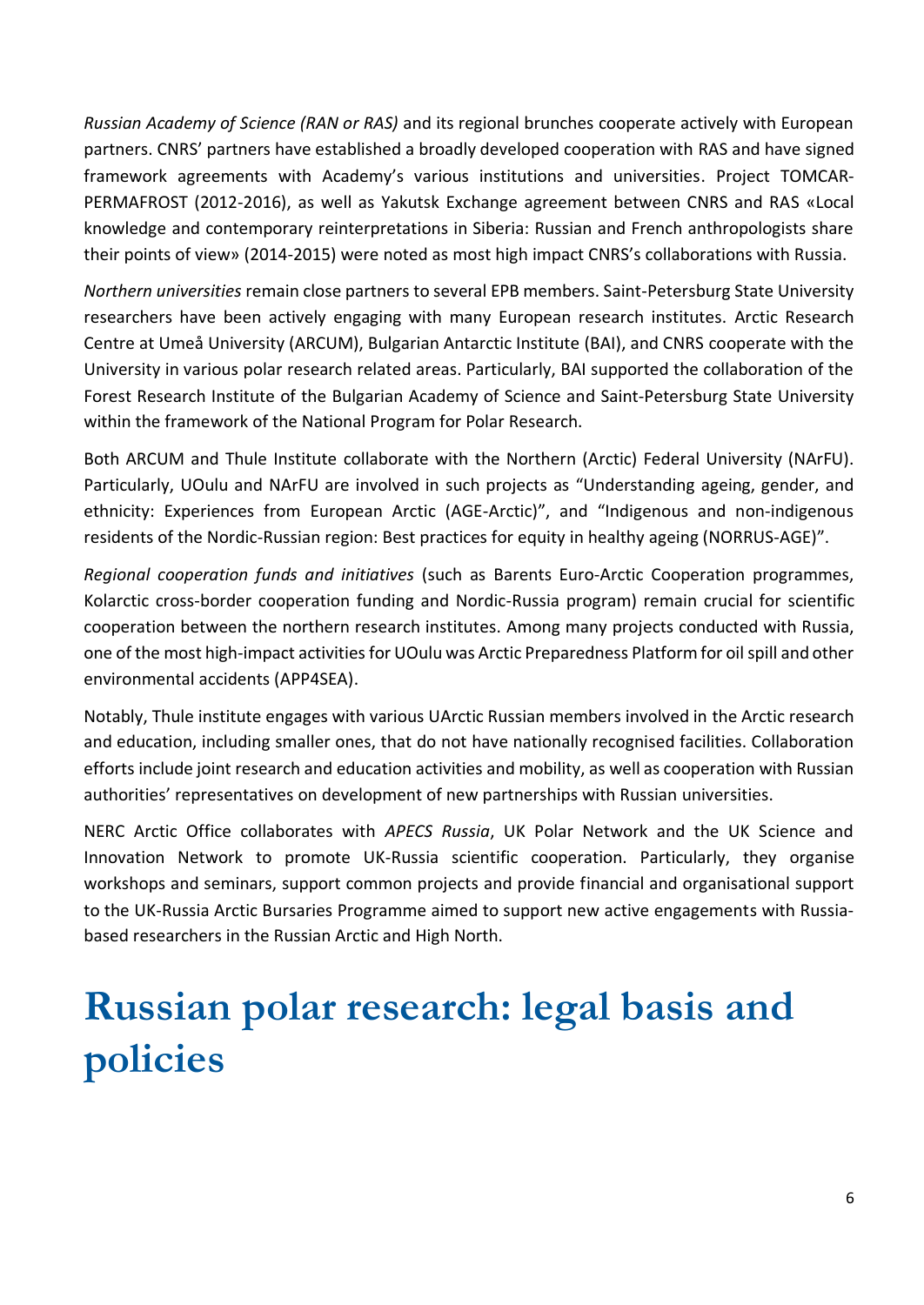*Russian Academy of Science (RAN or RAS)* and its regional brunches cooperate actively with European partners. CNRS' partners have established a broadly developed cooperation with RAS and have signed framework agreements with Academy's various institutions and universities. Project TOMCAR-PERMAFROST (2012-2016), as well as Yakutsk Exchange agreement between CNRS and RAS «Local knowledge and contemporary reinterpretations in Siberia: Russian and French anthropologists share their points of view» (2014-2015) were noted as most high impact CNRS's collaborations with Russia.

*Northern universities* remain close partners to several EPB members. Saint-Petersburg State University researchers have been actively engaging with many European research institutes. Arctic Research Centre at Umeå University (ARCUM), Bulgarian Antarctic Institute (BAI), and CNRS cooperate with the University in various polar research related areas. Particularly, BAI supported the collaboration of the Forest Research Institute of the Bulgarian Academy of Science and Saint-Petersburg State University within the framework of the National Program for Polar Research.

Both ARCUM and Thule Institute collaborate with the Northern (Arctic) Federal University (NArFU). Particularly, UOulu and NArFU are involved in such projects as "Understanding ageing, gender, and ethnicity: Experiences from European Arctic (AGE-Arctic)", and "Indigenous and non-indigenous residents of the Nordic-Russian region: Best practices for equity in healthy ageing (NORRUS-AGE)".

*Regional cooperation funds and initiatives* (such as Barents Euro-Arctic Cooperation programmes, Kolarctic cross-border cooperation funding and Nordic-Russia program) remain crucial for scientific cooperation between the northern research institutes. Among many projects conducted with Russia, one of the most high-impact activities for UOulu was Arctic Preparedness Platform for oil spill and other environmental accidents (APP4SEA).

Notably, Thule institute engages with various UArctic Russian members involved in the Arctic research and education, including smaller ones, that do not have nationally recognised facilities. Collaboration efforts include joint research and education activities and mobility, as well as cooperation with Russian authorities' representatives on development of new partnerships with Russian universities.

NERC Arctic Office collaborates with *APECS Russia*, UK Polar Network and the UK Science and Innovation Network to promote UK-Russia scientific cooperation. Particularly, they organise workshops and seminars, support common projects and provide financial and organisational support to the UK-Russia Arctic Bursaries Programme aimed to support new active engagements with Russia-based researchers in the Russian Arctic and High North.

# Russian polar research: legal basis and policies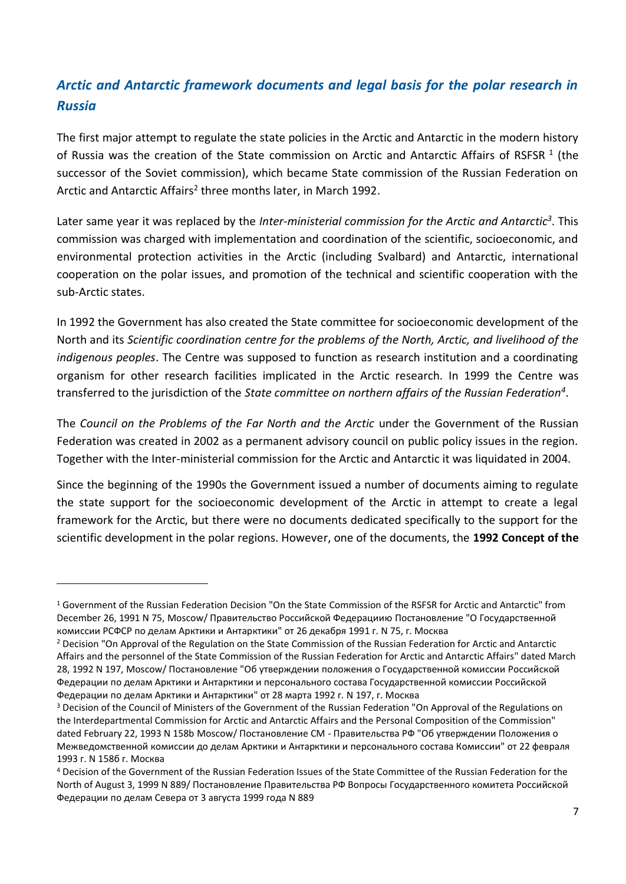## *Arctic and Antarctic framework documents and legal basis for the polar research in Russia*

The first major attempt to regulate the state policies in the Arctic and Antarctic in the modern history of Russia was the creation of the State commission on Arctic and Antarctic Affairs of RSFSR [1] (the successor of the Soviet commission), which became State commission of the Russian Federation on Arctic and Antarctic Affairs[2] three months later, in March 1992.

Later same year it was replaced by the *Inter-ministerial commission for the Arctic and Antarctic*[3]. This commission was charged with implementation and coordination of the scientific, socioeconomic, and environmental protection activities in the Arctic (including Svalbard) and Antarctic, international cooperation on the polar issues, and promotion of the technical and scientific cooperation with the sub-Arctic states.

In 1992 the Government has also created the State committee for socioeconomic development of the North and its *Scientific coordination centre for the problems of the North, Arctic, and livelihood of the indigenous peoples*. The Centre was supposed to function as research institution and a coordinating organism for other research facilities implicated in the Arctic research. In 1999 the Centre was transferred to the jurisdiction of the *State committee on northern affairs of the Russian Federation*[4].

The *Council on the Problems of the Far North and the Arctic* under the Government of the Russian Federation was created in 2002 as a permanent advisory council on public policy issues in the region. Together with the Inter-ministerial commission for the Arctic and Antarctic it was liquidated in 2004.

Since the beginning of the 1990s the Government issued a number of documents aiming to regulate the state support for the socioeconomic development of the Arctic in attempt to create a legal framework for the Arctic, but there were no documents dedicated specifically to the support for the scientific development in the polar regions. However, one of the documents, the **1992 Concept of the**

---

[1] Government of the Russian Federation Decision "On the State Commission of the RSFSR for Arctic and Antarctic" from December 26, 1991 N 75, Moscow/ Правительство Российской Федерациию Постановление "О Государственной комиссии РСФСР по делам Арктики и Антарктики" от 26 декабря 1991 г. N 75, г. Москва

[2] Decision "On Approval of the Regulation on the State Commission of the Russian Federation for Arctic and Antarctic Affairs and the personnel of the State Commission of the Russian Federation for Arctic and Antarctic Affairs" dated March 28, 1992 N 197, Moscow/ Постановление "Об утверждении положения о Государственной комиссии Российской Федерации по делам Арктики и Антарктики и персонального состава Государственной комиссии Российской Федерации по делам Арктики и Антарктики" от 28 марта 1992 г. N 197, г. Москва

[3] Decision of the Council of Ministers of the Government of the Russian Federation "On Approval of the Regulations on the Interdepartmental Commission for Arctic and Antarctic Affairs and the Personal Composition of the Commission" dated February 22, 1993 N 158b Moscow/ Постановление СМ - Правительства РФ "Об утверждении Положения о Межведомственной комиссии до делам Арктики и Антарктики и персонального состава Комиссии" от 22 февраля 1993 г. N 158б г. Москва

[4] Decision of the Government of the Russian Federation Issues of the State Committee of the Russian Federation for the North of August 3, 1999 N 889/ Постановление Правительства РФ Вопросы Государственного комитета Российской Федерации по делам Севера от 3 августа 1999 года N 889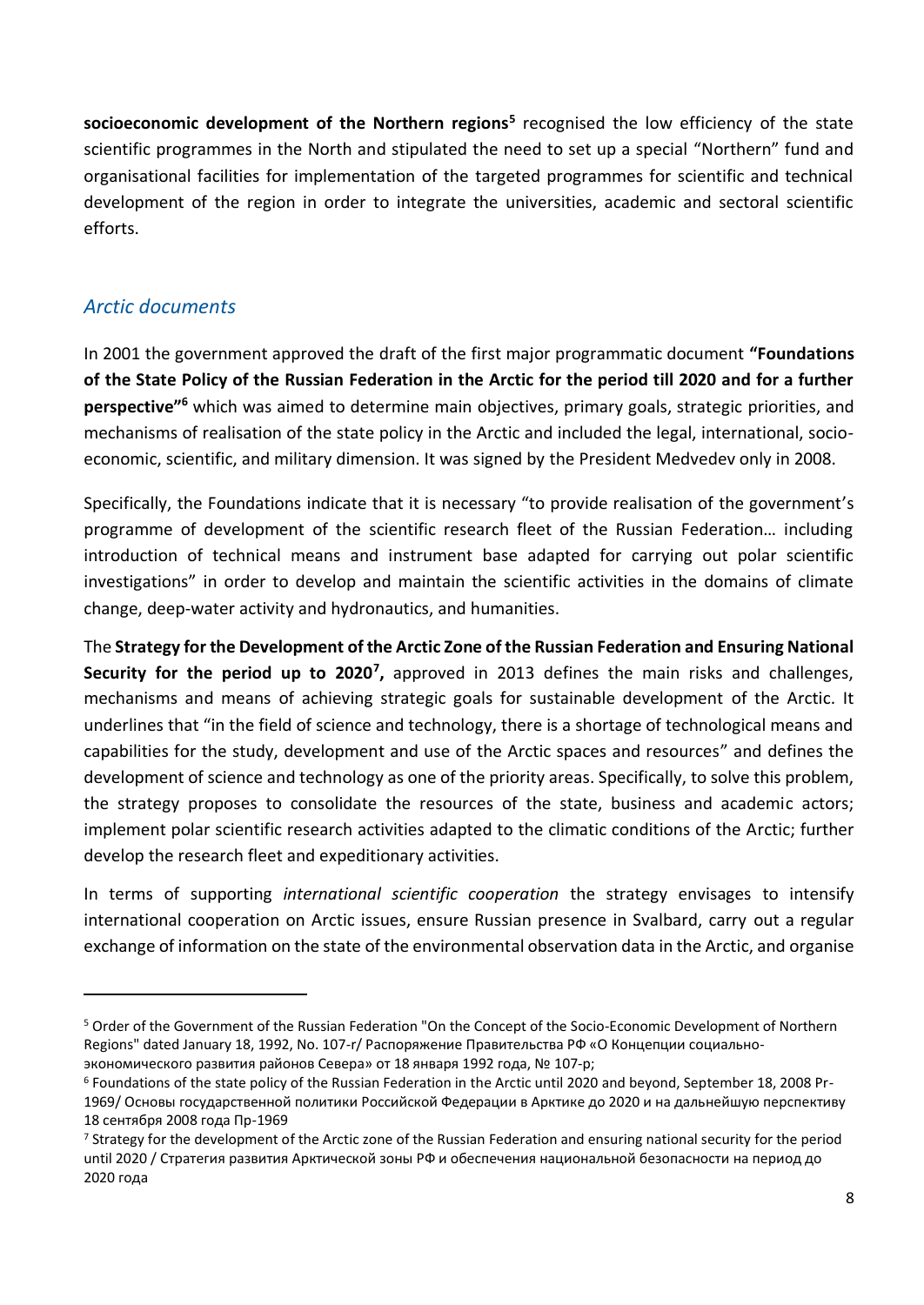**socioeconomic development of the Northern regions**[5] recognised the low efficiency of the state scientific programmes in the North and stipulated the need to set up a special "Northern" fund and organisational facilities for implementation of the targeted programmes for scientific and technical development of the region in order to integrate the universities, academic and sectoral scientific efforts.

## *Arctic documents*

In 2001 the government approved the draft of the first major programmatic document **"Foundations of the State Policy of the Russian Federation in the Arctic for the period till 2020 and for a further perspective"**[6] which was aimed to determine main objectives, primary goals, strategic priorities, and mechanisms of realisation of the state policy in the Arctic and included the legal, international, socio-economic, scientific, and military dimension. It was signed by the President Medvedev only in 2008.

Specifically, the Foundations indicate that it is necessary "to provide realisation of the government's programme of development of the scientific research fleet of the Russian Federation… including introduction of technical means and instrument base adapted for carrying out polar scientific investigations" in order to develop and maintain the scientific activities in the domains of climate change, deep-water activity and hydronautics, and humanities.

The **Strategy for the Development of the Arctic Zone of the Russian Federation and Ensuring National Security for the period up to 2020**[7]**,** approved in 2013 defines the main risks and challenges, mechanisms and means of achieving strategic goals for sustainable development of the Arctic. It underlines that "in the field of science and technology, there is a shortage of technological means and capabilities for the study, development and use of the Arctic spaces and resources" and defines the development of science and technology as one of the priority areas. Specifically, to solve this problem, the strategy proposes to consolidate the resources of the state, business and academic actors; implement polar scientific research activities adapted to the climatic conditions of the Arctic; further develop the research fleet and expeditionary activities.

In terms of supporting *international scientific cooperation* the strategy envisages to intensify international cooperation on Arctic issues, ensure Russian presence in Svalbard, carry out a regular exchange of information on the state of the environmental observation data in the Arctic, and organise

---

[5] Order of the Government of the Russian Federation "On the Concept of the Socio-Economic Development of Northern Regions" dated January 18, 1992, No. 107-r/ Распоряжение Правительства РФ «О Концепции социально-экономического развития районов Севера» от 18 января 1992 года, № 107-р;

[6] Foundations of the state policy of the Russian Federation in the Arctic until 2020 and beyond, September 18, 2008 Pr-1969/ Основы государственной политики Российской Федерации в Арктике до 2020 и на дальнейшую перспективу 18 сентября 2008 года Пр-1969

[7] Strategy for the development of the Arctic zone of the Russian Federation and ensuring national security for the period until 2020 / Стратегия развития Арктической зоны РФ и обеспечения национальной безопасности на период до 2020 года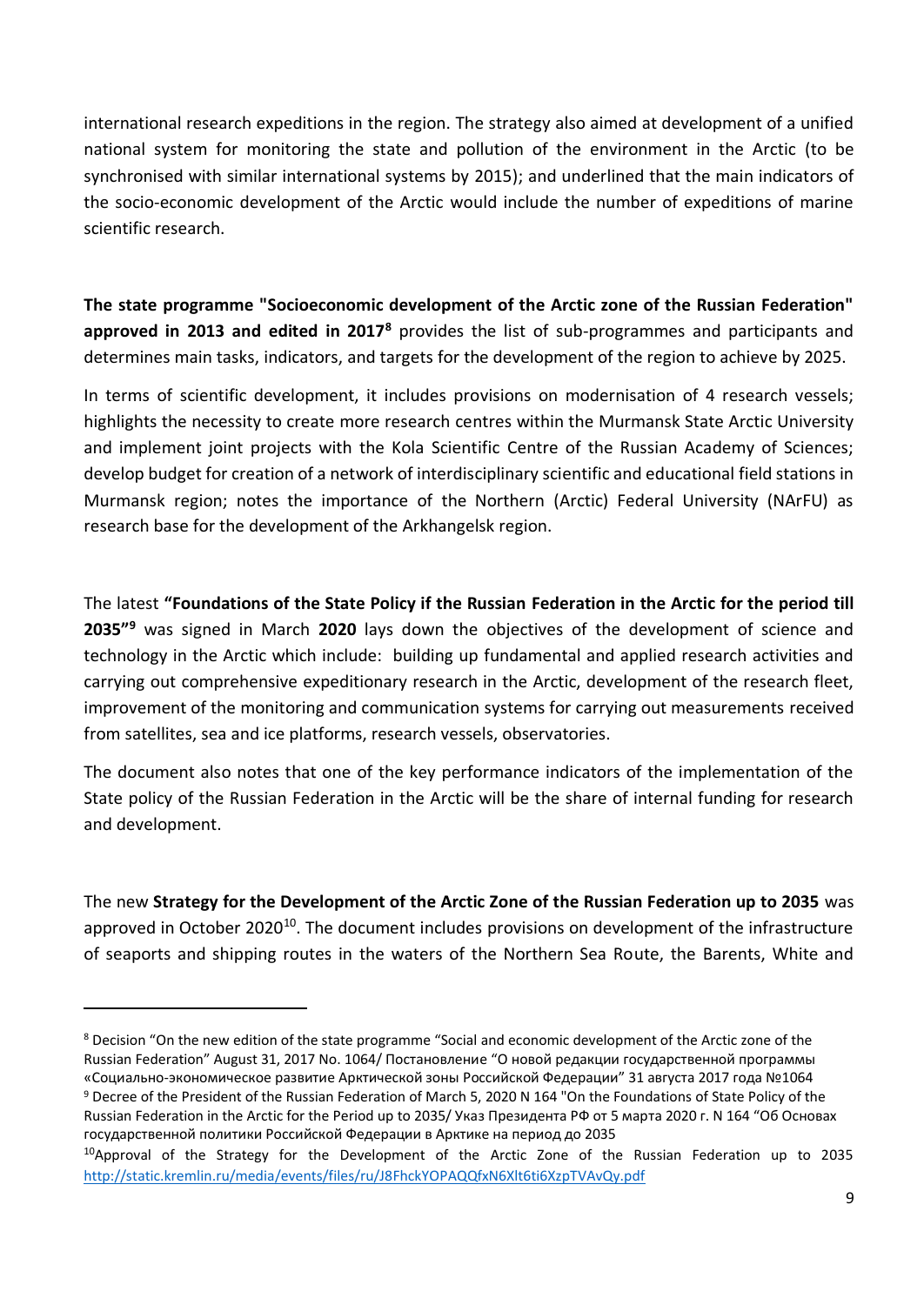international research expeditions in the region. The strategy also aimed at development of a unified national system for monitoring the state and pollution of the environment in the Arctic (to be synchronised with similar international systems by 2015); and underlined that the main indicators of the socio-economic development of the Arctic would include the number of expeditions of marine scientific research.

**The state programme "Socioeconomic development of the Arctic zone of the Russian Federation" approved in 2013 and edited in 2017**[8] provides the list of sub-programmes and participants and determines main tasks, indicators, and targets for the development of the region to achieve by 2025.

In terms of scientific development, it includes provisions on modernisation of 4 research vessels; highlights the necessity to create more research centres within the Murmansk State Arctic University and implement joint projects with the Kola Scientific Centre of the Russian Academy of Sciences; develop budget for creation of a network of interdisciplinary scientific and educational field stations in Murmansk region; notes the importance of the Northern (Arctic) Federal University (NArFU) as research base for the development of the Arkhangelsk region.

The latest **"Foundations of the State Policy if the Russian Federation in the Arctic for the period till 2035"**[9] was signed in March **2020** lays down the objectives of the development of science and technology in the Arctic which include: building up fundamental and applied research activities and carrying out comprehensive expeditionary research in the Arctic, development of the research fleet, improvement of the monitoring and communication systems for carrying out measurements received from satellites, sea and ice platforms, research vessels, observatories.

The document also notes that one of the key performance indicators of the implementation of the State policy of the Russian Federation in the Arctic will be the share of internal funding for research and development.

The new **Strategy for the Development of the Arctic Zone of the Russian Federation up to 2035** was approved in October 2020[10]. The document includes provisions on development of the infrastructure of seaports and shipping routes in the waters of the Northern Sea Route, the Barents, White and

---

[8] Decision "On the new edition of the state programme "Social and economic development of the Arctic zone of the Russian Federation" August 31, 2017 No. 1064/ Постановление "О новой редакции государственной программы «Социально-экономическое развитие Арктической зоны Российской Федерации" 31 августа 2017 года №1064

[9] Decree of the President of the Russian Federation of March 5, 2020 N 164 "On the Foundations of State Policy of the Russian Federation in the Arctic for the Period up to 2035/ Указ Президента РФ от 5 марта 2020 г. N 164 "Об Основах государственной политики Российской Федерации в Арктике на период до 2035

[10] Approval of the Strategy for the Development of the Arctic Zone of the Russian Federation up to 2035 http://static.kremlin.ru/media/events/files/ru/J8FhckYOPAQQfxN6Xlt6ti6XzpTVAvQy.pdf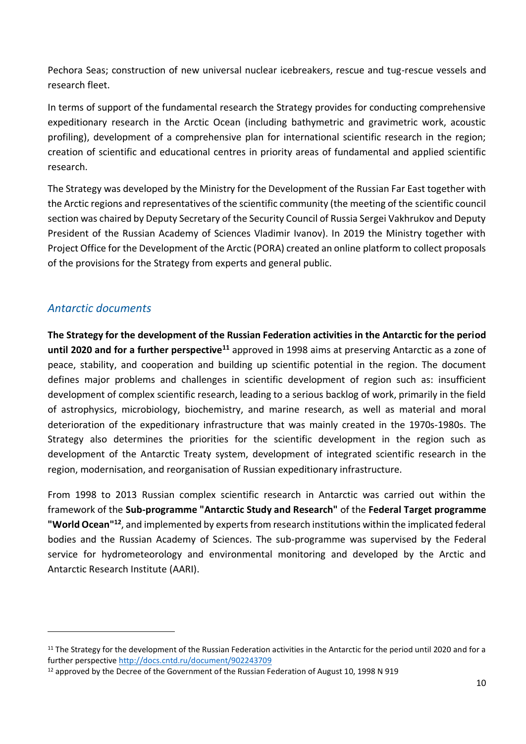Pechora Seas; construction of new universal nuclear icebreakers, rescue and tug-rescue vessels and research fleet.

In terms of support of the fundamental research the Strategy provides for conducting comprehensive expeditionary research in the Arctic Ocean (including bathymetric and gravimetric work, acoustic profiling), development of a comprehensive plan for international scientific research in the region; creation of scientific and educational centres in priority areas of fundamental and applied scientific research.

The Strategy was developed by the Ministry for the Development of the Russian Far East together with the Arctic regions and representatives of the scientific community (the meeting of the scientific council section was chaired by Deputy Secretary of the Security Council of Russia Sergei Vakhrukov and Deputy President of the Russian Academy of Sciences Vladimir Ivanov). In 2019 the Ministry together with Project Office for the Development of the Arctic (PORA) created an online platform to collect proposals of the provisions for the Strategy from experts and general public.

## *Antarctic documents*

**The Strategy for the development of the Russian Federation activities in the Antarctic for the period until 2020 and for a further perspective**[11] approved in 1998 aims at preserving Antarctic as a zone of peace, stability, and cooperation and building up scientific potential in the region. The document defines major problems and challenges in scientific development of region such as: insufficient development of complex scientific research, leading to a serious backlog of work, primarily in the field of astrophysics, microbiology, biochemistry, and marine research, as well as material and moral deterioration of the expeditionary infrastructure that was mainly created in the 1970s-1980s. The Strategy also determines the priorities for the scientific development in the region such as development of the Antarctic Treaty system, development of integrated scientific research in the region, modernisation, and reorganisation of Russian expeditionary infrastructure.

From 1998 to 2013 Russian complex scientific research in Antarctic was carried out within the framework of the **Sub-programme "Antarctic Study and Research"** of the **Federal Target programme "World Ocean"**[12], and implemented by experts from research institutions within the implicated federal bodies and the Russian Academy of Sciences. The sub-programme was supervised by the Federal service for hydrometeorology and environmental monitoring and developed by the Arctic and Antarctic Research Institute (AARI).

---

[11] The Strategy for the development of the Russian Federation activities in the Antarctic for the period until 2020 and for a further perspective http://docs.cntd.ru/document/902243709

[12] approved by the Decree of the Government of the Russian Federation of August 10, 1998 N 919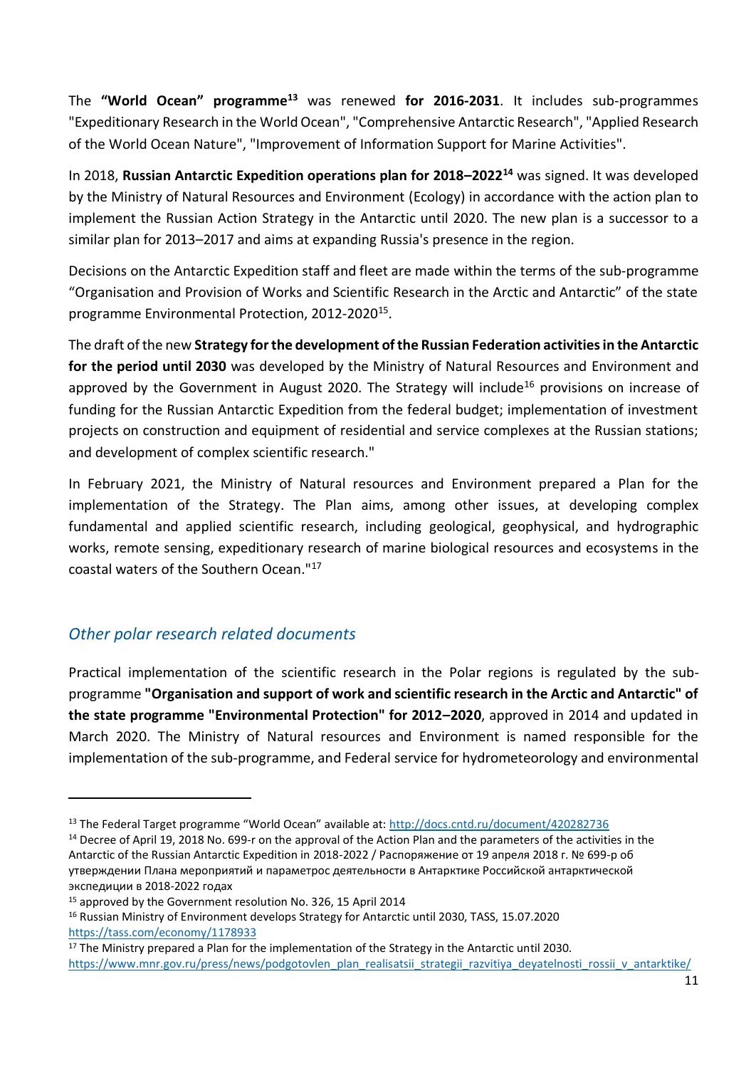The **"World Ocean" programme**[13] was renewed **for 2016-2031**. It includes sub-programmes "Expeditionary Research in the World Ocean", "Comprehensive Antarctic Research", "Applied Research of the World Ocean Nature", "Improvement of Information Support for Marine Activities".

In 2018, **Russian Antarctic Expedition operations plan for 2018–2022**[14] was signed. It was developed by the Ministry of Natural Resources and Environment (Ecology) in accordance with the action plan to implement the Russian Action Strategy in the Antarctic until 2020. The new plan is a successor to a similar plan for 2013–2017 and aims at expanding Russia's presence in the region.

Decisions on the Antarctic Expedition staff and fleet are made within the terms of the sub-programme "Organisation and Provision of Works and Scientific Research in the Arctic and Antarctic" of the state programme Environmental Protection, 2012-2020[15].

The draft of the new **Strategy for the development of the Russian Federation activities in the Antarctic for the period until 2030** was developed by the Ministry of Natural Resources and Environment and approved by the Government in August 2020. The Strategy will include[16] provisions on increase of funding for the Russian Antarctic Expedition from the federal budget; implementation of investment projects on construction and equipment of residential and service complexes at the Russian stations; and development of complex scientific research."

In February 2021, the Ministry of Natural resources and Environment prepared a Plan for the implementation of the Strategy. The Plan aims, among other issues, at developing complex fundamental and applied scientific research, including geological, geophysical, and hydrographic works, remote sensing, expeditionary research of marine biological resources and ecosystems in the coastal waters of the Southern Ocean."[17]

## *Other polar research related documents*

Practical implementation of the scientific research in the Polar regions is regulated by the sub-programme **"Organisation and support of work and scientific research in the Arctic and Antarctic" of the state programme "Environmental Protection" for 2012–2020**, approved in 2014 and updated in March 2020. The Ministry of Natural resources and Environment is named responsible for the implementation of the sub-programme, and Federal service for hydrometeorology and environmental

---

[13] The Federal Target programme "World Ocean" available at: http://docs.cntd.ru/document/420282736

[14] Decree of April 19, 2018 No. 699-r on the approval of the Action Plan and the parameters of the activities in the Antarctic of the Russian Antarctic Expedition in 2018-2022 / Распоряжение от 19 апреля 2018 г. № 699-р об утверждении Плана мероприятий и параметрос деятельности в Антарктике Российской антарктической экспедиции в 2018-2022 годах

[15] approved by the Government resolution No. 326, 15 April 2014

[16] Russian Ministry of Environment develops Strategy for Antarctic until 2030, TASS, 15.07.2020 https://tass.com/economy/1178933

[17] The Ministry prepared a Plan for the implementation of the Strategy in the Antarctic until 2030. https://www.mnr.gov.ru/press/news/podgotovlen_plan_realisatsii_strategii_razvitiya_deyatelnosti_rossii_v_antarktike/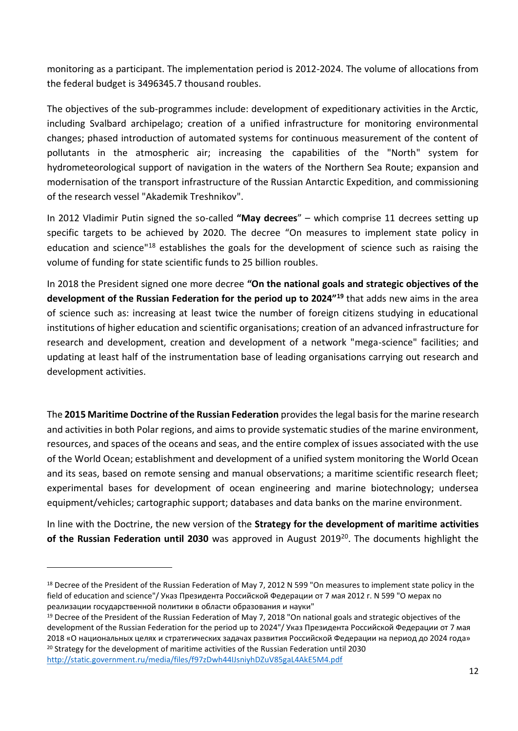monitoring as a participant. The implementation period is 2012-2024. The volume of allocations from the federal budget is 3496345.7 thousand roubles.

The objectives of the sub-programmes include: development of expeditionary activities in the Arctic, including Svalbard archipelago; creation of a unified infrastructure for monitoring environmental changes; phased introduction of automated systems for continuous measurement of the content of pollutants in the atmospheric air; increasing the capabilities of the "North" system for hydrometeorological support of navigation in the waters of the Northern Sea Route; expansion and modernisation of the transport infrastructure of the Russian Antarctic Expedition, and commissioning of the research vessel "Akademik Treshnikov".

In 2012 Vladimir Putin signed the so-called **"May decrees**" – which comprise 11 decrees setting up specific targets to be achieved by 2020. The decree "On measures to implement state policy in education and science"[18] establishes the goals for the development of science such as raising the volume of funding for state scientific funds to 25 billion roubles.

In 2018 the President signed one more decree **"On the national goals and strategic objectives of the development of the Russian Federation for the period up to 2024"[19]** that adds new aims in the area of science such as: increasing at least twice the number of foreign citizens studying in educational institutions of higher education and scientific organisations; creation of an advanced infrastructure for research and development, creation and development of a network "mega-science" facilities; and updating at least half of the instrumentation base of leading organisations carrying out research and development activities.

The **2015 Maritime Doctrine of the Russian Federation** provides the legal basis for the marine research and activities in both Polar regions, and aims to provide systematic studies of the marine environment, resources, and spaces of the oceans and seas, and the entire complex of issues associated with the use of the World Ocean; establishment and development of a unified system monitoring the World Ocean and its seas, based on remote sensing and manual observations; a maritime scientific research fleet; experimental bases for development of ocean engineering and marine biotechnology; undersea equipment/vehicles; cartographic support; databases and data banks on the marine environment.

In line with the Doctrine, the new version of the **Strategy for the development of maritime activities of the Russian Federation until 2030** was approved in August 2019[20]. The documents highlight the

---

[18] Decree of the President of the Russian Federation of May 7, 2012 N 599 "On measures to implement state policy in the field of education and science"/ Указ Президента Российской Федерации от 7 мая 2012 г. N 599 "О мерах по реализации государственной политики в области образования и науки"

[19] Decree of the President of the Russian Federation of May 7, 2018 "On national goals and strategic objectives of the development of the Russian Federation for the period up to 2024"/ Указ Президента Российской Федерации от 7 мая 2018 «О национальных целях и стратегических задачах развития Российской Федерации на период до 2024 года»

[20] Strategy for the development of maritime activities of the Russian Federation until 2030 http://static.government.ru/media/files/f97zDwh44IJsniyhDZuV85gaL4AkE5M4.pdf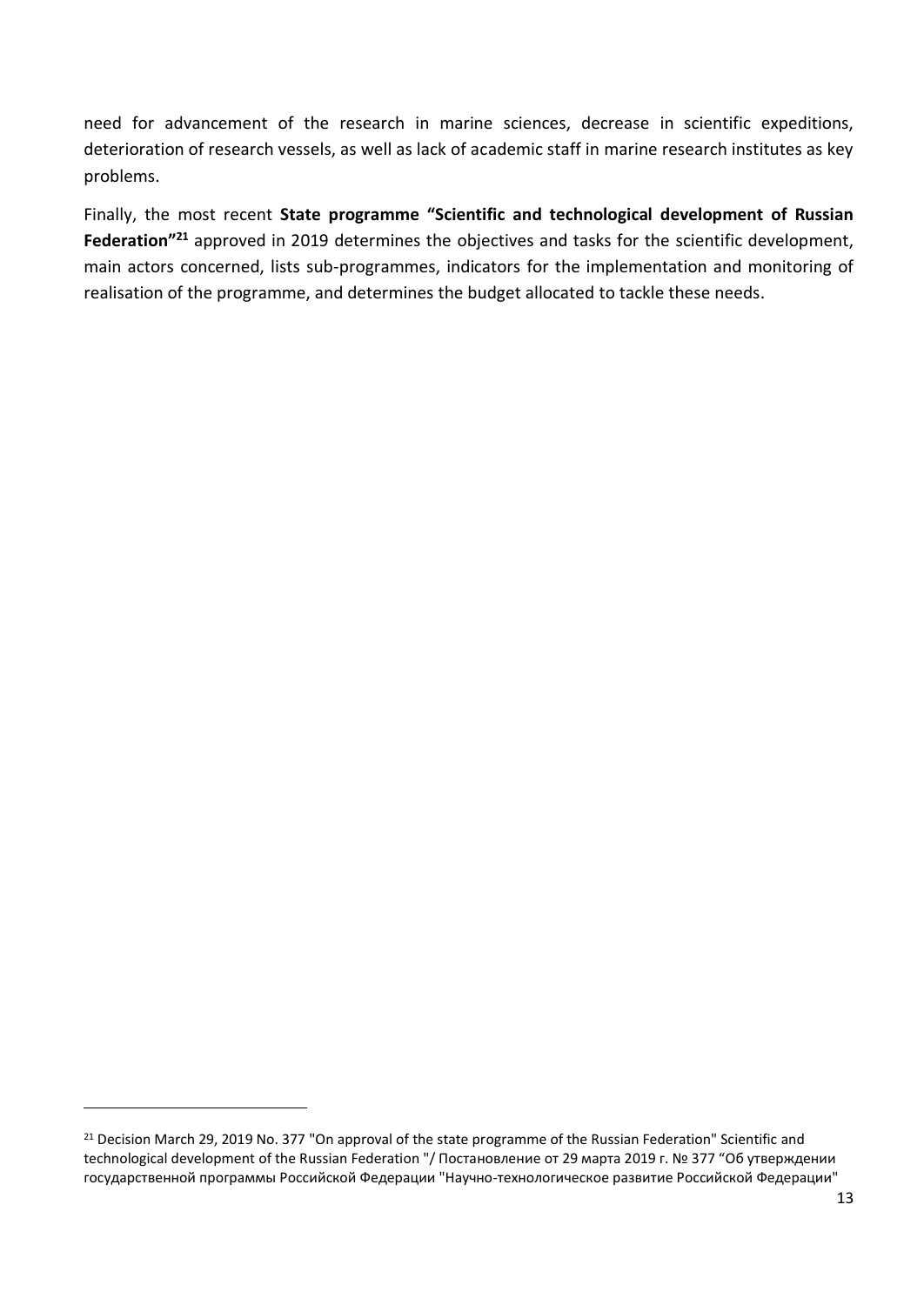need for advancement of the research in marine sciences, decrease in scientific expeditions, deterioration of research vessels, as well as lack of academic staff in marine research institutes as key problems.

Finally, the most recent **State programme "Scientific and technological development of Russian Federation"**[21] approved in 2019 determines the objectives and tasks for the scientific development, main actors concerned, lists sub-programmes, indicators for the implementation and monitoring of realisation of the programme, and determines the budget allocated to tackle these needs.

---

[21] Decision March 29, 2019 No. 377 "On approval of the state programme of the Russian Federation" Scientific and technological development of the Russian Federation "/ Постановление от 29 марта 2019 г. № 377 "Об утверждении государственной программы Российской Федерации "Научно-технологическое развитие Российской Федерации"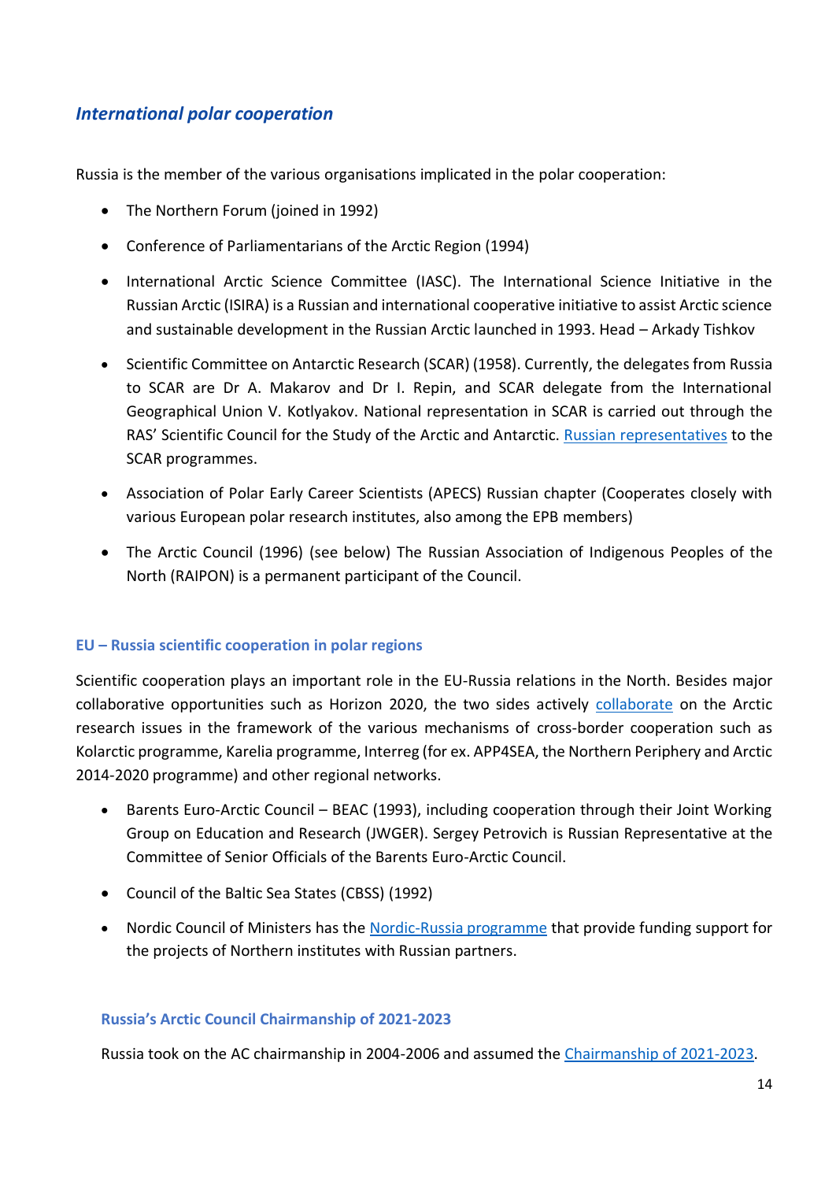## *International polar cooperation*

Russia is the member of the various organisations implicated in the polar cooperation:

- The Northern Forum (joined in 1992)
- Conference of Parliamentarians of the Arctic Region (1994)
- International Arctic Science Committee (IASC). The International Science Initiative in the Russian Arctic (ISIRA) is a Russian and international cooperative initiative to assist Arctic science and sustainable development in the Russian Arctic launched in 1993. Head – Arkady Tishkov
- Scientific Committee on Antarctic Research (SCAR) (1958). Currently, the delegates from Russia to SCAR are Dr A. Makarov and Dr I. Repin, and SCAR delegate from the International Geographical Union V. Kotlyakov. National representation in SCAR is carried out through the RAS' Scientific Council for the Study of the Arctic and Antarctic. Russian representatives to the SCAR programmes.
- Association of Polar Early Career Scientists (APECS) Russian chapter (Cooperates closely with various European polar research institutes, also among the EPB members)
- The Arctic Council (1996) (see below) The Russian Association of Indigenous Peoples of the North (RAIPON) is a permanent participant of the Council.

### EU – Russia scientific cooperation in polar regions

Scientific cooperation plays an important role in the EU-Russia relations in the North. Besides major collaborative opportunities such as Horizon 2020, the two sides actively collaborate on the Arctic research issues in the framework of the various mechanisms of cross-border cooperation such as Kolarctic programme, Karelia programme, Interreg (for ex. APP4SEA, the Northern Periphery and Arctic 2014-2020 programme) and other regional networks.

- Barents Euro-Arctic Council – BEAC (1993), including cooperation through their Joint Working Group on Education and Research (JWGER). Sergey Petrovich is Russian Representative at the Committee of Senior Officials of the Barents Euro-Arctic Council.
- Council of the Baltic Sea States (CBSS) (1992)
- Nordic Council of Ministers has the Nordic-Russia programme that provide funding support for the projects of Northern institutes with Russian partners.

### Russia's Arctic Council Chairmanship of 2021-2023

Russia took on the AC chairmanship in 2004-2006 and assumed the Chairmanship of 2021-2023.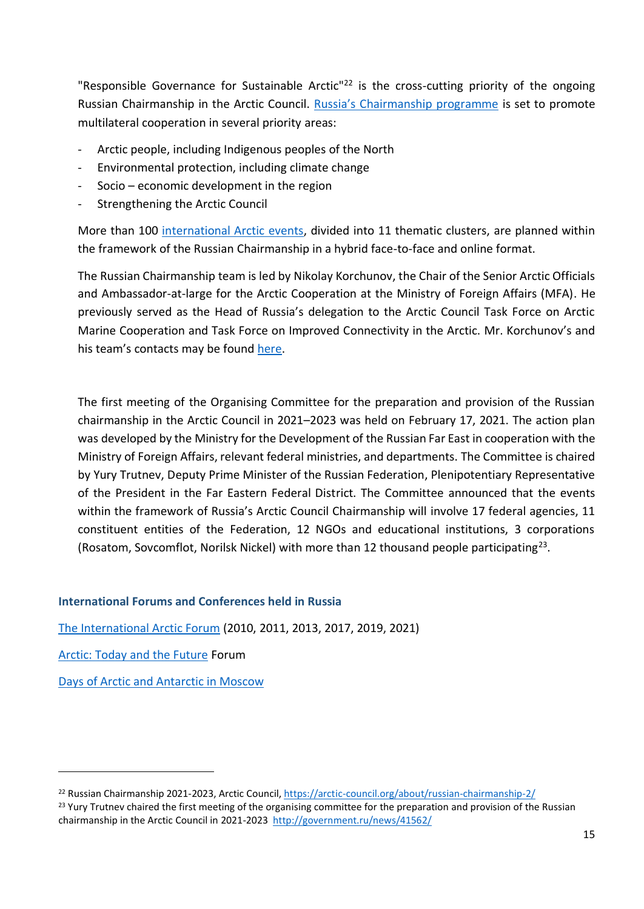"Responsible Governance for Sustainable Arctic"[22] is the cross-cutting priority of the ongoing Russian Chairmanship in the Arctic Council. Russia's Chairmanship programme is set to promote multilateral cooperation in several priority areas:

- Arctic people, including Indigenous peoples of the North
- Environmental protection, including climate change
- Socio – economic development in the region
- Strengthening the Arctic Council

More than 100 international Arctic events, divided into 11 thematic clusters, are planned within the framework of the Russian Chairmanship in a hybrid face-to-face and online format.

The Russian Chairmanship team is led by Nikolay Korchunov, the Chair of the Senior Arctic Officials and Ambassador-at-large for the Arctic Cooperation at the Ministry of Foreign Affairs (MFA). He previously served as the Head of Russia's delegation to the Arctic Council Task Force on Arctic Marine Cooperation and Task Force on Improved Connectivity in the Arctic. Mr. Korchunov's and his team's contacts may be found here.

The first meeting of the Organising Committee for the preparation and provision of the Russian chairmanship in the Arctic Council in 2021–2023 was held on February 17, 2021. The action plan was developed by the Ministry for the Development of the Russian Far East in cooperation with the Ministry of Foreign Affairs, relevant federal ministries, and departments. The Committee is chaired by Yury Trutnev, Deputy Prime Minister of the Russian Federation, Plenipotentiary Representative of the President in the Far Eastern Federal District. The Committee announced that the events within the framework of Russia's Arctic Council Chairmanship will involve 17 federal agencies, 11 constituent entities of the Federation, 12 NGOs and educational institutions, 3 corporations (Rosatom, Sovcomflot, Norilsk Nickel) with more than 12 thousand people participating[23].

### International Forums and Conferences held in Russia

The International Arctic Forum (2010, 2011, 2013, 2017, 2019, 2021)

Arctic: Today and the Future Forum

Days of Arctic and Antarctic in Moscow

---

[22] Russian Chairmanship 2021-2023, Arctic Council, https://arctic-council.org/about/russian-chairmanship-2/

[23] Yury Trutnev chaired the first meeting of the organising committee for the preparation and provision of the Russian chairmanship in the Arctic Council in 2021-2023 http://government.ru/news/41562/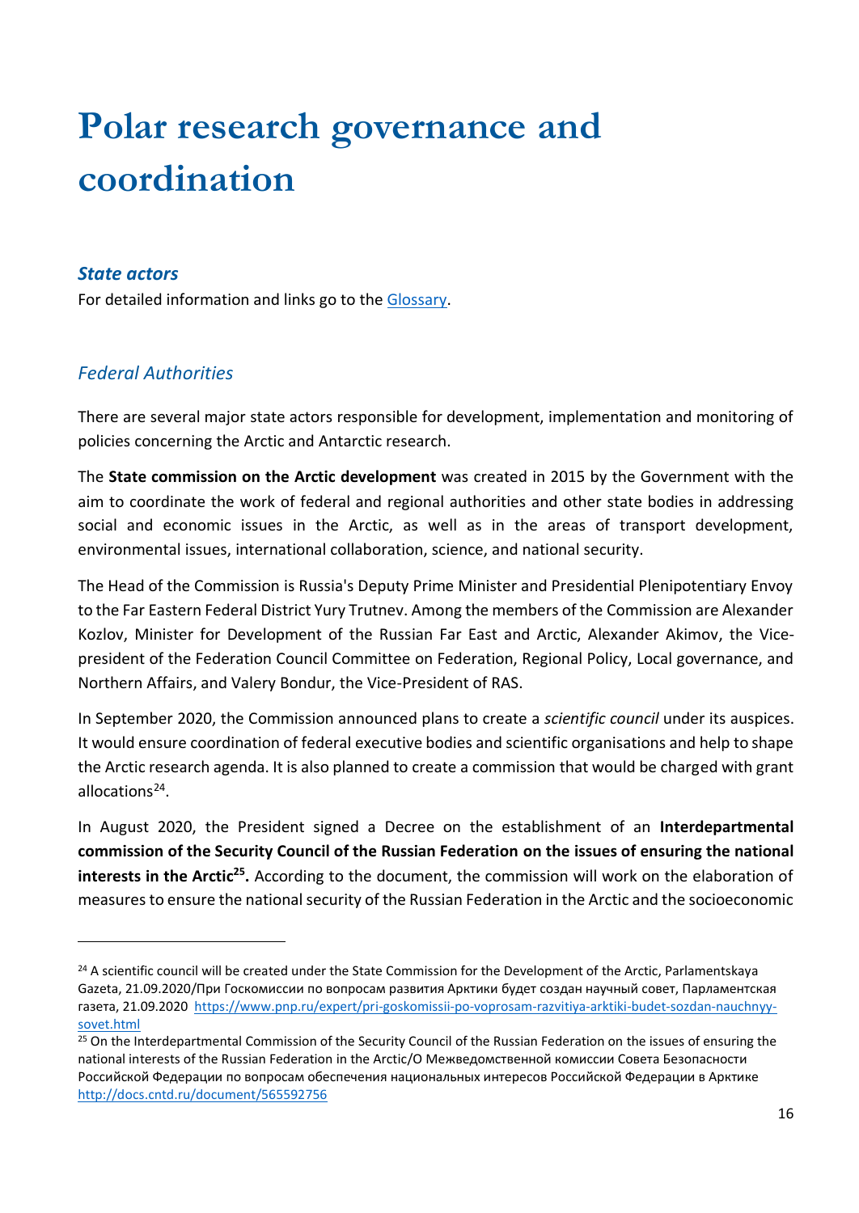# Polar research governance and coordination

### *State actors*

For detailed information and links go to the [Glossary](#).

### *Federal Authorities*

There are several major state actors responsible for development, implementation and monitoring of policies concerning the Arctic and Antarctic research.

The **State commission on the Arctic development** was created in 2015 by the Government with the aim to coordinate the work of federal and regional authorities and other state bodies in addressing social and economic issues in the Arctic, as well as in the areas of transport development, environmental issues, international collaboration, science, and national security.

The Head of the Commission is Russia's Deputy Prime Minister and Presidential Plenipotentiary Envoy to the Far Eastern Federal District Yury Trutnev. Among the members of the Commission are Alexander Kozlov, Minister for Development of the Russian Far East and Arctic, Alexander Akimov, the Vice-president of the Federation Council Committee on Federation, Regional Policy, Local governance, and Northern Affairs, and Valery Bondur, the Vice-President of RAS.

In September 2020, the Commission announced plans to create a *scientific council* under its auspices. It would ensure coordination of federal executive bodies and scientific organisations and help to shape the Arctic research agenda. It is also planned to create a commission that would be charged with grant allocations[24].

In August 2020, the President signed a Decree on the establishment of an **Interdepartmental commission of the Security Council of the Russian Federation on the issues of ensuring the national interests in the Arctic[25].** According to the document, the commission will work on the elaboration of measures to ensure the national security of the Russian Federation in the Arctic and the socioeconomic

---

[24] A scientific council will be created under the State Commission for the Development of the Arctic, Parlamentskaya Gazeta, 21.09.2020/При Госкомиссии по вопросам развития Арктики будет создан научный совет, Парламентская газета, 21.09.2020 https://www.pnp.ru/expert/pri-goskomissii-po-voprosam-razvitiya-arktiki-budet-sozdan-nauchnyy-sovet.html

[25] On the Interdepartmental Commission of the Security Council of the Russian Federation on the issues of ensuring the national interests of the Russian Federation in the Arctic/О Межведомственной комиссии Совета Безопасности Российской Федерации по вопросам обеспечения национальных интересов Российской Федерации в Арктике http://docs.cntd.ru/document/565592756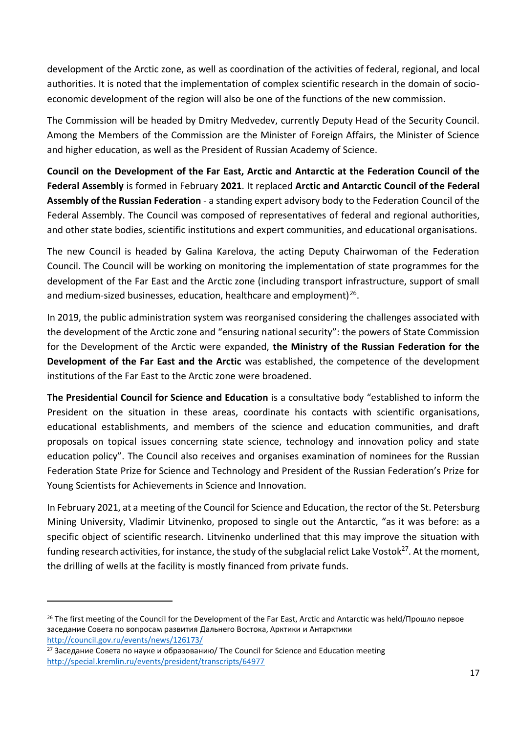development of the Arctic zone, as well as coordination of the activities of federal, regional, and local authorities. It is noted that the implementation of complex scientific research in the domain of socio-economic development of the region will also be one of the functions of the new commission.

The Commission will be headed by Dmitry Medvedev, currently Deputy Head of the Security Council. Among the Members of the Commission are the Minister of Foreign Affairs, the Minister of Science and higher education, as well as the President of Russian Academy of Science.

**Council on the Development of the Far East, Arctic and Antarctic at the Federation Council of the Federal Assembly** is formed in February **2021**. It replaced **Arctic and Antarctic Council of the Federal Assembly of the Russian Federation** - a standing expert advisory body to the Federation Council of the Federal Assembly. The Council was composed of representatives of federal and regional authorities, and other state bodies, scientific institutions and expert communities, and educational organisations.

The new Council is headed by Galina Karelova, the acting Deputy Chairwoman of the Federation Council. The Council will be working on monitoring the implementation of state programmes for the development of the Far East and the Arctic zone (including transport infrastructure, support of small and medium-sized businesses, education, healthcare and employment)[26].

In 2019, the public administration system was reorganised considering the challenges associated with the development of the Arctic zone and "ensuring national security": the powers of State Commission for the Development of the Arctic were expanded, **the Ministry of the Russian Federation for the Development of the Far East and the Arctic** was established, the competence of the development institutions of the Far East to the Arctic zone were broadened.

**The Presidential Council for Science and Education** is a consultative body "established to inform the President on the situation in these areas, coordinate his contacts with scientific organisations, educational establishments, and members of the science and education communities, and draft proposals on topical issues concerning state science, technology and innovation policy and state education policy". The Council also receives and organises examination of nominees for the Russian Federation State Prize for Science and Technology and President of the Russian Federation's Prize for Young Scientists for Achievements in Science and Innovation.

In February 2021, at a meeting of the Council for Science and Education, the rector of the St. Petersburg Mining University, Vladimir Litvinenko, proposed to single out the Antarctic, "as it was before: as a specific object of scientific research. Litvinenko underlined that this may improve the situation with funding research activities, for instance, the study of the subglacial relict Lake Vostok[27]. At the moment, the drilling of wells at the facility is mostly financed from private funds.

---

[26] The first meeting of the Council for the Development of the Far East, Arctic and Antarctic was held/Прошло первое заседание Совета по вопросам развития Дальнего Востока, Арктики и Антарктики http://council.gov.ru/events/news/126173/

[27] Заседание Совета по науке и образованию/ The Council for Science and Education meeting http://special.kremlin.ru/events/president/transcripts/64977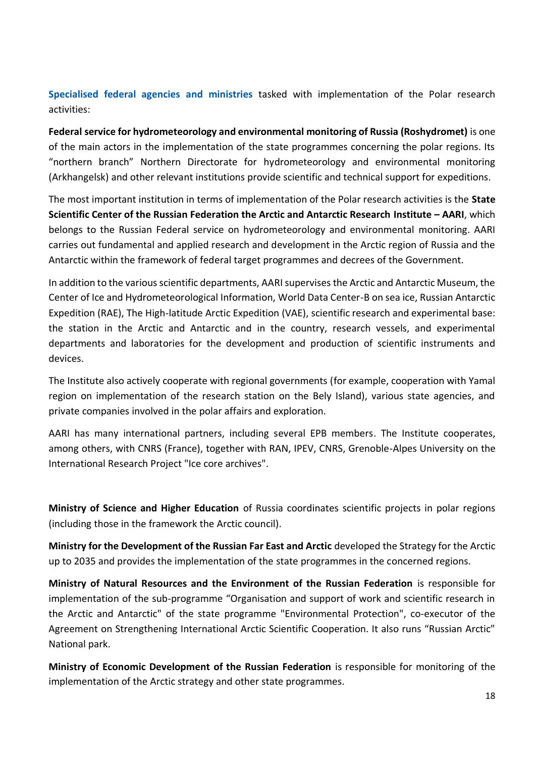**Specialised federal agencies and ministries** tasked with implementation of the Polar research activities:

**Federal service for hydrometeorology and environmental monitoring of Russia (Roshydromet)** is one of the main actors in the implementation of the state programmes concerning the polar regions. Its "northern branch" Northern Directorate for hydrometeorology and environmental monitoring (Arkhangelsk) and other relevant institutions provide scientific and technical support for expeditions.

The most important institution in terms of implementation of the Polar research activities is the **State Scientific Center of the Russian Federation the Arctic and Antarctic Research Institute – AARI**, which belongs to the Russian Federal service on hydrometeorology and environmental monitoring. AARI carries out fundamental and applied research and development in the Arctic region of Russia and the Antarctic within the framework of federal target programmes and decrees of the Government.

In addition to the various scientific departments, AARI supervises the Arctic and Antarctic Museum, the Center of Ice and Hydrometeorological Information, World Data Center-B on sea ice, Russian Antarctic Expedition (RAE), The High-latitude Arctic Expedition (VAE), scientific research and experimental base: the station in the Arctic and Antarctic and in the country, research vessels, and experimental departments and laboratories for the development and production of scientific instruments and devices.

The Institute also actively cooperate with regional governments (for example, cooperation with Yamal region on implementation of the research station on the Bely Island), various state agencies, and private companies involved in the polar affairs and exploration.

AARI has many international partners, including several EPB members. The Institute cooperates, among others, with CNRS (France), together with RAN, IPEV, CNRS, Grenoble-Alpes University on the International Research Project "Ice core archives".

**Ministry of Science and Higher Education** of Russia coordinates scientific projects in polar regions (including those in the framework the Arctic council).

**Ministry for the Development of the Russian Far East and Arctic** developed the Strategy for the Arctic up to 2035 and provides the implementation of the state programmes in the concerned regions.

**Ministry of Natural Resources and the Environment of the Russian Federation** is responsible for implementation of the sub-programme "Organisation and support of work and scientific research in the Arctic and Antarctic" of the state programme "Environmental Protection", co-executor of the Agreement on Strengthening International Arctic Scientific Cooperation. It also runs "Russian Arctic" National park.

**Ministry of Economic Development of the Russian Federation** is responsible for monitoring of the implementation of the Arctic strategy and other state programmes.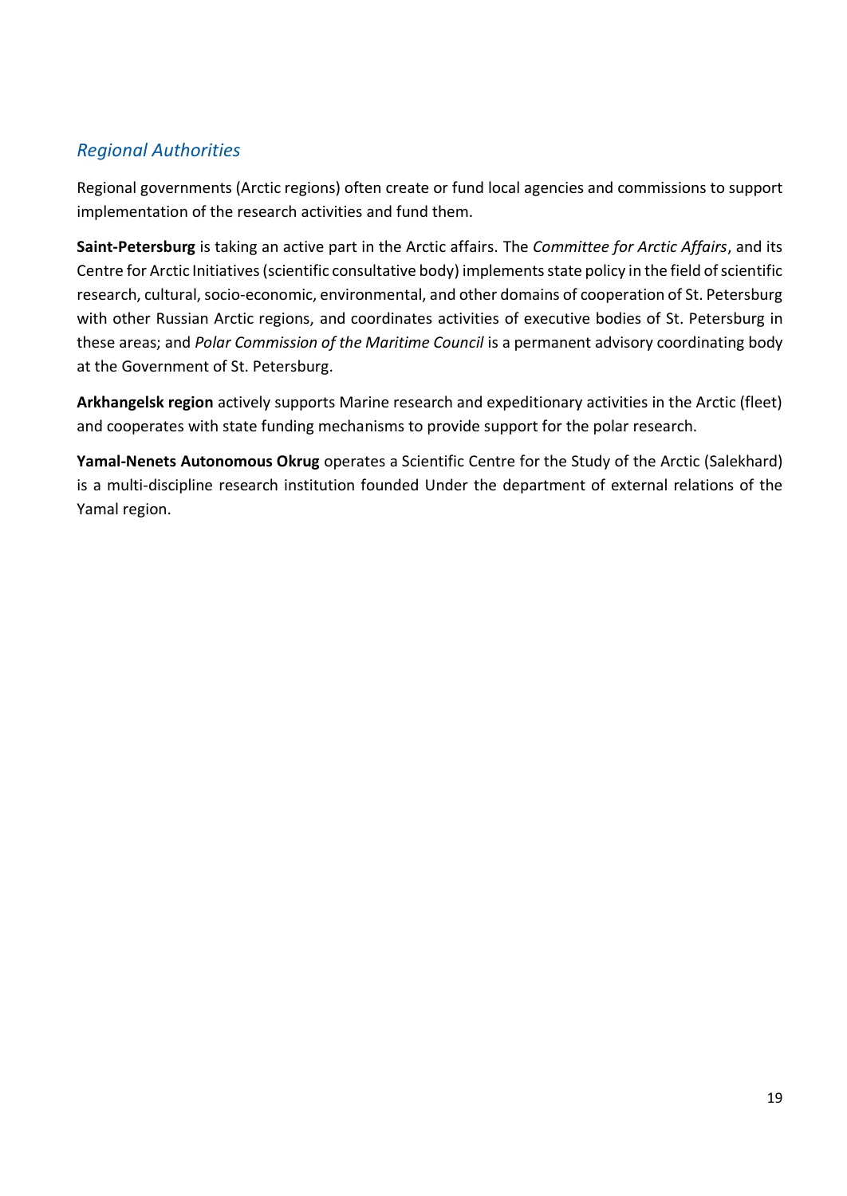## *Regional Authorities*

Regional governments (Arctic regions) often create or fund local agencies and commissions to support implementation of the research activities and fund them.

**Saint-Petersburg** is taking an active part in the Arctic affairs. The *Committee for Arctic Affairs*, and its Centre for Arctic Initiatives (scientific consultative body) implements state policy in the field of scientific research, cultural, socio-economic, environmental, and other domains of cooperation of St. Petersburg with other Russian Arctic regions, and coordinates activities of executive bodies of St. Petersburg in these areas; and *Polar Commission of the Maritime Council* is a permanent advisory coordinating body at the Government of St. Petersburg.

**Arkhangelsk region** actively supports Marine research and expeditionary activities in the Arctic (fleet) and cooperates with state funding mechanisms to provide support for the polar research.

**Yamal-Nenets Autonomous Okrug** operates a Scientific Centre for the Study of the Arctic (Salekhard) is a multi-discipline research institution founded Under the department of external relations of the Yamal region.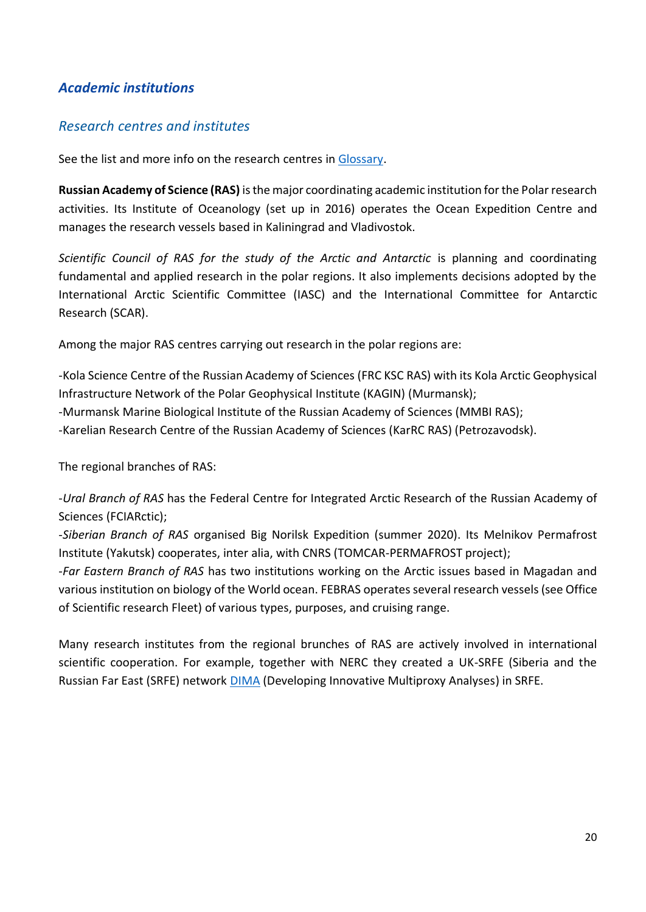## *Academic institutions*

### *Research centres and institutes*

See the list and more info on the research centres in Glossary.

**Russian Academy of Science (RAS)** is the major coordinating academic institution for the Polar research activities. Its Institute of Oceanology (set up in 2016) operates the Ocean Expedition Centre and manages the research vessels based in Kaliningrad and Vladivostok.

*Scientific Council of RAS for the study of the Arctic and Antarctic* is planning and coordinating fundamental and applied research in the polar regions. It also implements decisions adopted by the International Arctic Scientific Committee (IASC) and the International Committee for Antarctic Research (SCAR).

Among the major RAS centres carrying out research in the polar regions are:

-Kola Science Centre of the Russian Academy of Sciences (FRC KSC RAS) with its Kola Arctic Geophysical Infrastructure Network of the Polar Geophysical Institute (KAGIN) (Murmansk);
-Murmansk Marine Biological Institute of the Russian Academy of Sciences (MMBI RAS);
-Karelian Research Centre of the Russian Academy of Sciences (KarRC RAS) (Petrozavodsk).

The regional branches of RAS:

-*Ural Branch of RAS* has the Federal Centre for Integrated Arctic Research of the Russian Academy of Sciences (FCIARctic);
-*Siberian Branch of RAS* organised Big Norilsk Expedition (summer 2020). Its Melnikov Permafrost Institute (Yakutsk) cooperates, inter alia, with CNRS (TOMCAR-PERMAFROST project);
-*Far Eastern Branch of RAS* has two institutions working on the Arctic issues based in Magadan and various institution on biology of the World ocean. FEBRAS operates several research vessels (see Office of Scientific research Fleet) of various types, purposes, and cruising range.

Many research institutes from the regional brunches of RAS are actively involved in international scientific cooperation. For example, together with NERC they created a UK-SRFE (Siberia and the Russian Far East (SRFE) network DIMA (Developing Innovative Multiproxy Analyses) in SRFE.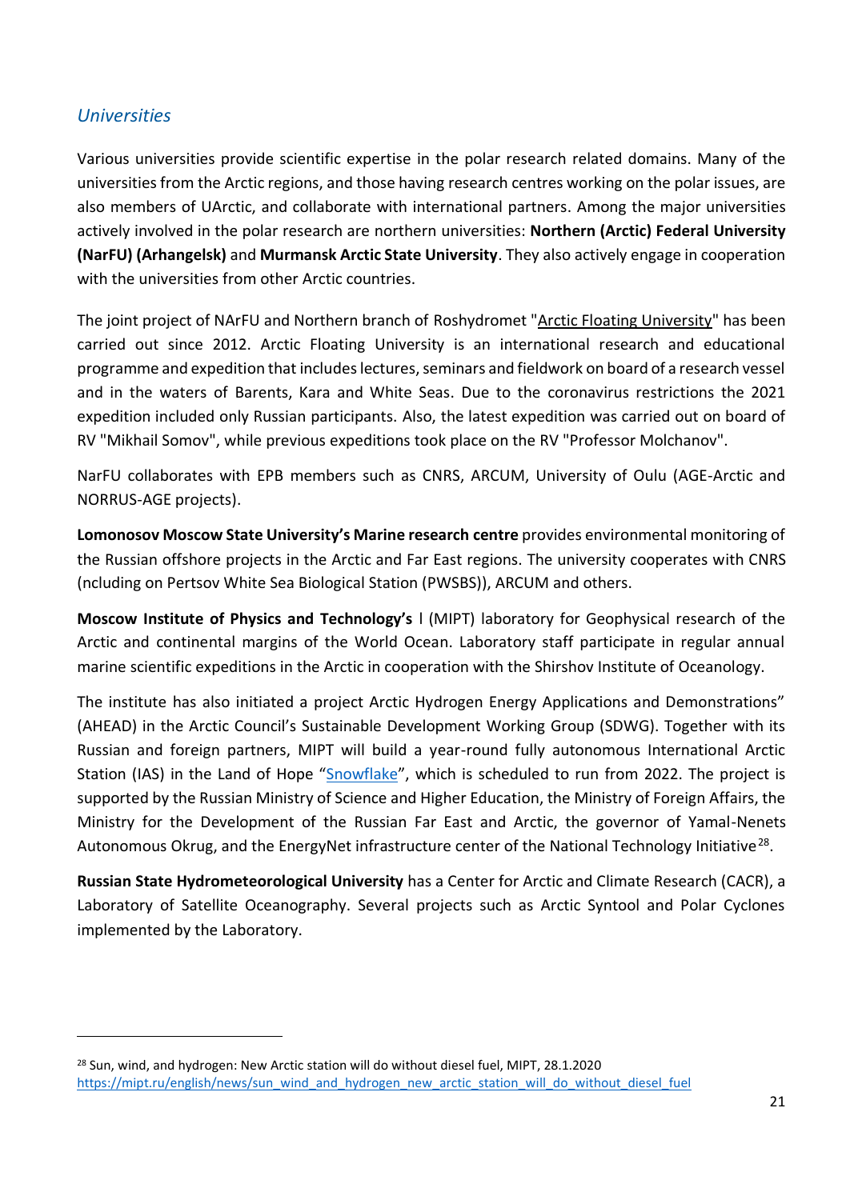### *Universities*

Various universities provide scientific expertise in the polar research related domains. Many of the universities from the Arctic regions, and those having research centres working on the polar issues, are also members of UArctic, and collaborate with international partners. Among the major universities actively involved in the polar research are northern universities: **Northern (Arctic) Federal University (NarFU) (Arhangelsk)** and **Murmansk Arctic State University**. They also actively engage in cooperation with the universities from other Arctic countries.

The joint project of NArFU and Northern branch of Roshydromet "Arctic Floating University" has been carried out since 2012. Arctic Floating University is an international research and educational programme and expedition that includes lectures, seminars and fieldwork on board of a research vessel and in the waters of Barents, Kara and White Seas. Due to the coronavirus restrictions the 2021 expedition included only Russian participants. Also, the latest expedition was carried out on board of RV "Mikhail Somov", while previous expeditions took place on the RV "Professor Molchanov".

NarFU collaborates with EPB members such as CNRS, ARCUM, University of Oulu (AGE-Arctic and NORRUS-AGE projects).

**Lomonosov Moscow State University's Marine research centre** provides environmental monitoring of the Russian offshore projects in the Arctic and Far East regions. The university cooperates with CNRS (ncluding on Pertsov White Sea Biological Station (PWSBS)), ARCUM and others.

**Moscow Institute of Physics and Technology's** l (MIPT) laboratory for Geophysical research of the Arctic and continental margins of the World Ocean. Laboratory staff participate in regular annual marine scientific expeditions in the Arctic in cooperation with the Shirshov Institute of Oceanology.

The institute has also initiated a project Arctic Hydrogen Energy Applications and Demonstrations" (AHEAD) in the Arctic Council's Sustainable Development Working Group (SDWG). Together with its Russian and foreign partners, MIPT will build a year-round fully autonomous International Arctic Station (IAS) in the Land of Hope "Snowflake", which is scheduled to run from 2022. The project is supported by the Russian Ministry of Science and Higher Education, the Ministry of Foreign Affairs, the Ministry for the Development of the Russian Far East and Arctic, the governor of Yamal-Nenets Autonomous Okrug, and the EnergyNet infrastructure center of the National Technology Initiative[28].

**Russian State Hydrometeorological University** has a Center for Arctic and Climate Research (CACR), a Laboratory of Satellite Oceanography. Several projects such as Arctic Syntool and Polar Cyclones implemented by the Laboratory.

---

[28] Sun, wind, and hydrogen: New Arctic station will do without diesel fuel, MIPT, 28.1.2020 https://mipt.ru/english/news/sun_wind_and_hydrogen_new_arctic_station_will_do_without_diesel_fuel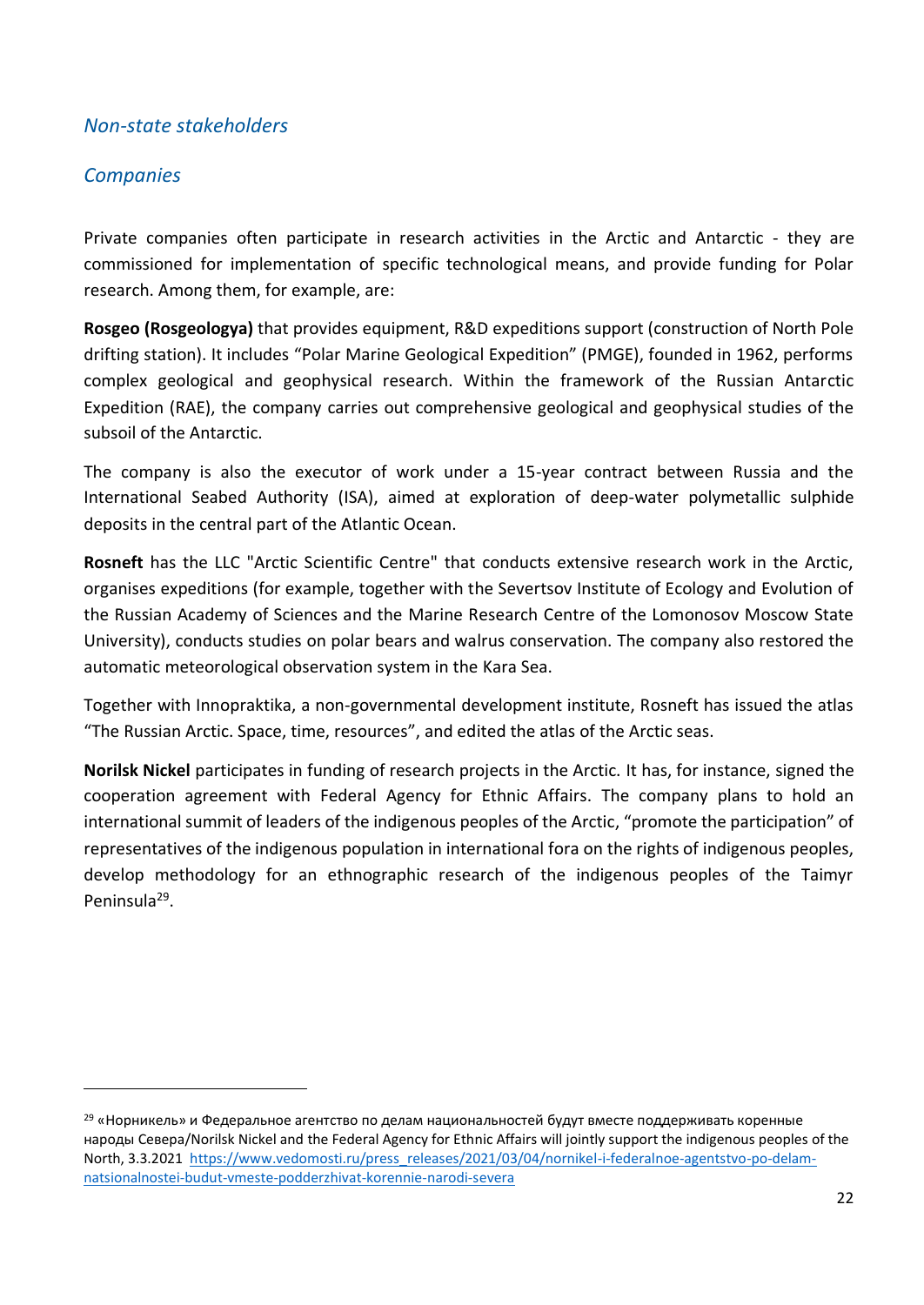## *Non-state stakeholders*

### *Companies*

Private companies often participate in research activities in the Arctic and Antarctic - they are commissioned for implementation of specific technological means, and provide funding for Polar research. Among them, for example, are:

**Rosgeo (Rosgeologya)** that provides equipment, R&D expeditions support (construction of North Pole drifting station). It includes "Polar Marine Geological Expedition" (PMGE), founded in 1962, performs complex geological and geophysical research. Within the framework of the Russian Antarctic Expedition (RAE), the company carries out comprehensive geological and geophysical studies of the subsoil of the Antarctic.

The company is also the executor of work under a 15-year contract between Russia and the International Seabed Authority (ISA), aimed at exploration of deep-water polymetallic sulphide deposits in the central part of the Atlantic Ocean.

**Rosneft** has the LLC "Arctic Scientific Centre" that conducts extensive research work in the Arctic, organises expeditions (for example, together with the Severtsov Institute of Ecology and Evolution of the Russian Academy of Sciences and the Marine Research Centre of the Lomonosov Moscow State University), conducts studies on polar bears and walrus conservation. The company also restored the automatic meteorological observation system in the Kara Sea.

Together with Innopraktika, a non-governmental development institute, Rosneft has issued the atlas "The Russian Arctic. Space, time, resources", and edited the atlas of the Arctic seas.

**Norilsk Nickel** participates in funding of research projects in the Arctic. It has, for instance, signed the cooperation agreement with Federal Agency for Ethnic Affairs. The company plans to hold an international summit of leaders of the indigenous peoples of the Arctic, "promote the participation" of representatives of the indigenous population in international fora on the rights of indigenous peoples, develop methodology for an ethnographic research of the indigenous peoples of the Taimyr Peninsula[29].

---

[29] «Норникель» и Федеральное агентство по делам национальностей будут вместе поддерживать коренные народы Севера/Norilsk Nickel and the Federal Agency for Ethnic Affairs will jointly support the indigenous peoples of the North, 3.3.2021 https://www.vedomosti.ru/press_releases/2021/03/04/nornikel-i-federalnoe-agentstvo-po-delam-natsionalnostei-budut-vmeste-podderzhivat-korennie-narodi-severa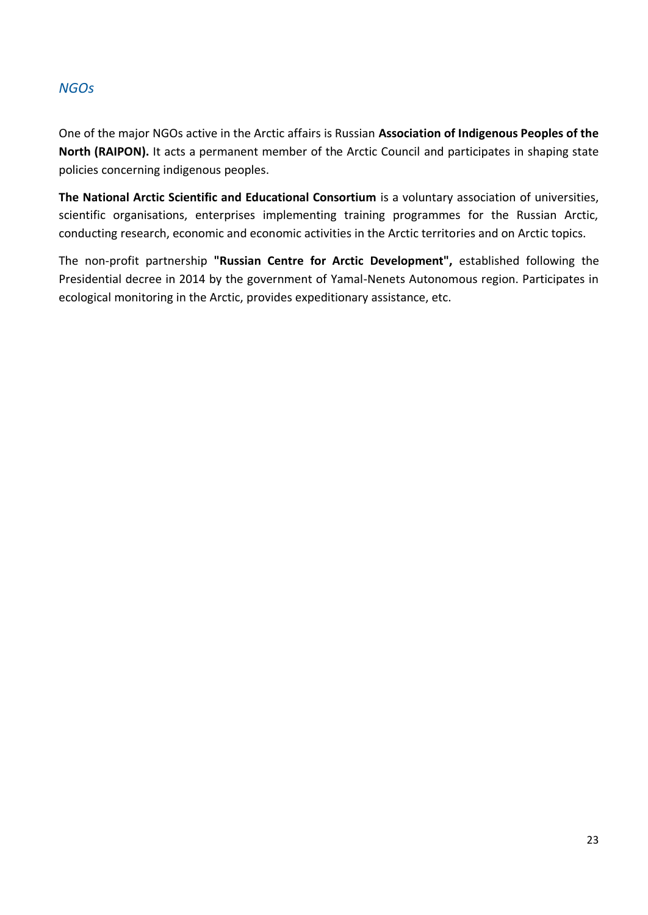### *NGOs*

One of the major NGOs active in the Arctic affairs is Russian **Association of Indigenous Peoples of the North (RAIPON).** It acts a permanent member of the Arctic Council and participates in shaping state policies concerning indigenous peoples.

**The National Arctic Scientific and Educational Consortium** is a voluntary association of universities, scientific organisations, enterprises implementing training programmes for the Russian Arctic, conducting research, economic and economic activities in the Arctic territories and on Arctic topics.

The non-profit partnership **"Russian Centre for Arctic Development",** established following the Presidential decree in 2014 by the government of Yamal-Nenets Autonomous region. Participates in ecological monitoring in the Arctic, provides expeditionary assistance, etc.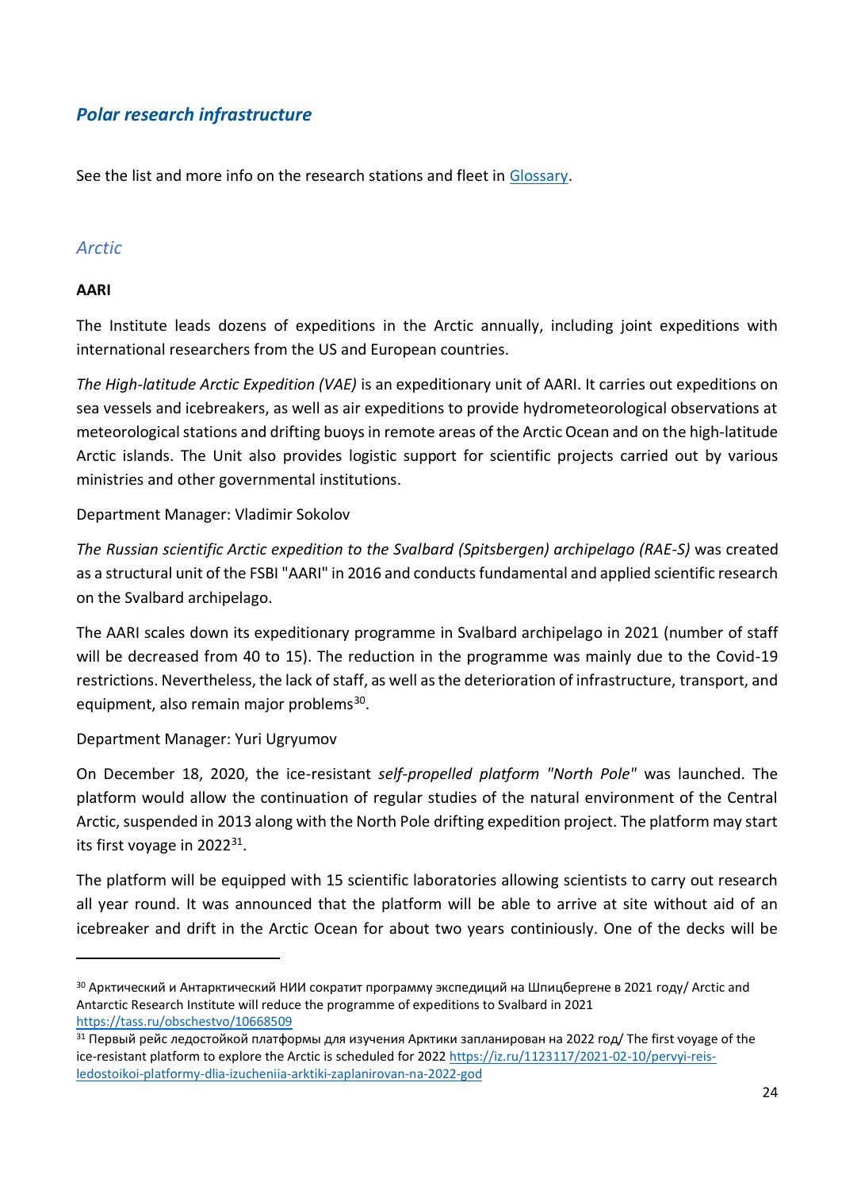## *Polar research infrastructure*

See the list and more info on the research stations and fleet in [Glossary](#).

### *Arctic*

**AARI**

The Institute leads dozens of expeditions in the Arctic annually, including joint expeditions with international researchers from the US and European countries.

*The High-latitude Arctic Expedition (VAE)* is an expeditionary unit of AARI. It carries out expeditions on sea vessels and icebreakers, as well as air expeditions to provide hydrometeorological observations at meteorological stations and drifting buoys in remote areas of the Arctic Ocean and on the high-latitude Arctic islands. The Unit also provides logistic support for scientific projects carried out by various ministries and other governmental institutions.

Department Manager: Vladimir Sokolov

*The Russian scientific Arctic expedition to the Svalbard (Spitsbergen) archipelago (RAE-S)* was created as a structural unit of the FSBI "AARI" in 2016 and conducts fundamental and applied scientific research on the Svalbard archipelago.

The AARI scales down its expeditionary programme in Svalbard archipelago in 2021 (number of staff will be decreased from 40 to 15). The reduction in the programme was mainly due to the Covid-19 restrictions. Nevertheless, the lack of staff, as well as the deterioration of infrastructure, transport, and equipment, also remain major problems[30].

Department Manager: Yuri Ugryumov

On December 18, 2020, the ice-resistant *self-propelled platform "North Pole"* was launched. The platform would allow the continuation of regular studies of the natural environment of the Central Arctic, suspended in 2013 along with the North Pole drifting expedition project. The platform may start its first voyage in 2022[31].

The platform will be equipped with 15 scientific laboratories allowing scientists to carry out research all year round. It was announced that the platform will be able to arrive at site without aid of an icebreaker and drift in the Arctic Ocean for about two years continiously. One of the decks will be

---

[30] Арктический и Антарктический НИИ сократит программу экспедиций на Шпицбергене в 2021 году/ Arctic and Antarctic Research Institute will reduce the programme of expeditions to Svalbard in 2021 https://tass.ru/obschestvo/10668509

[31] Первый рейс ледостойкой платформы для изучения Арктики запланирован на 2022 год/ The first voyage of the ice-resistant platform to explore the Arctic is scheduled for 2022 https://iz.ru/1123117/2021-02-10/pervyi-reis-ledostoikoi-platformy-dlia-izucheniia-arktiki-zaplanirovan-na-2022-god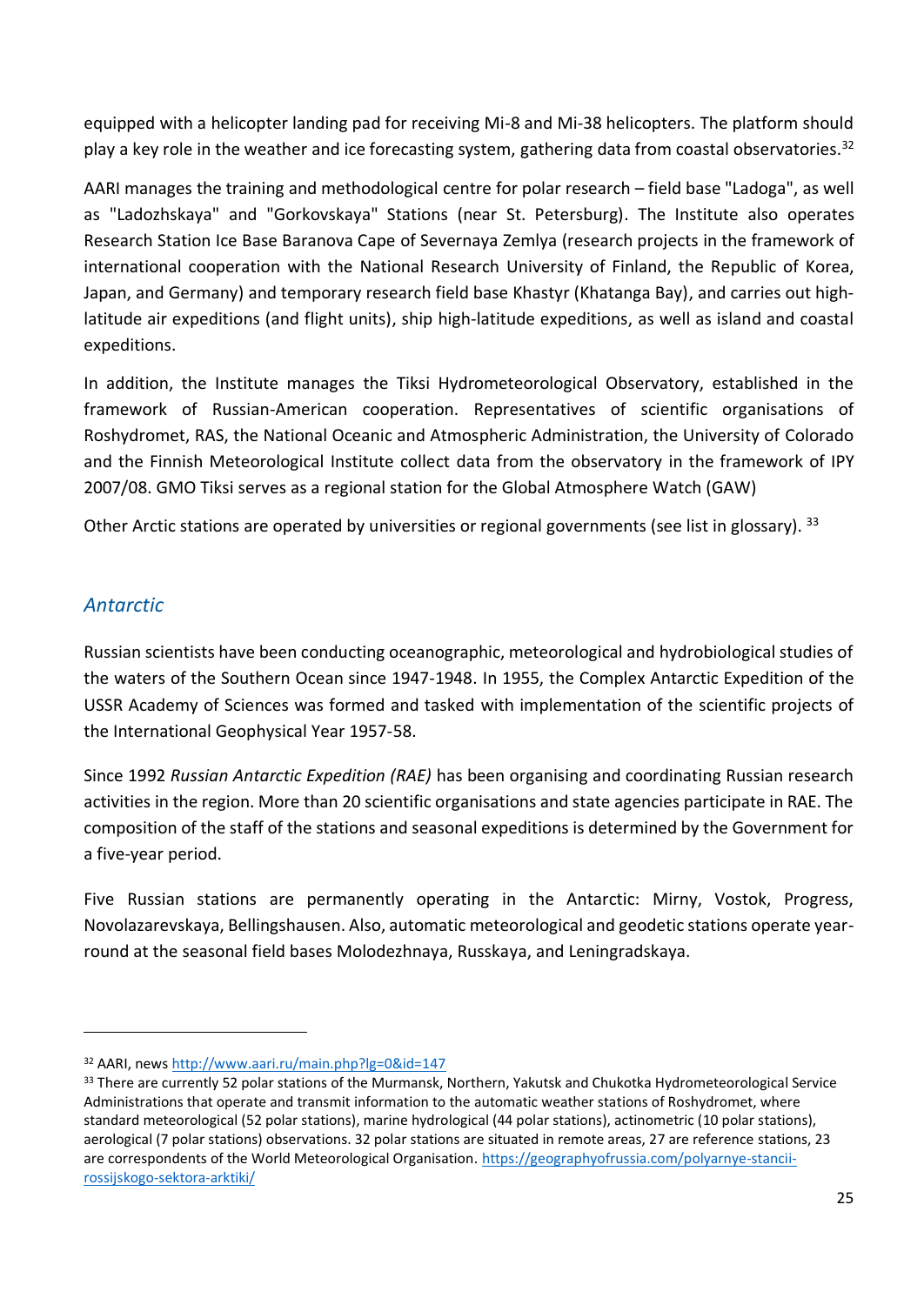equipped with a helicopter landing pad for receiving Mi-8 and Mi-38 helicopters. The platform should play a key role in the weather and ice forecasting system, gathering data from coastal observatories.[32]

AARI manages the training and methodological centre for polar research – field base "Ladoga", as well as "Ladozhskaya" and "Gorkovskaya" Stations (near St. Petersburg). The Institute also operates Research Station Ice Base Baranova Cape of Severnaya Zemlya (research projects in the framework of international cooperation with the National Research University of Finland, the Republic of Korea, Japan, and Germany) and temporary research field base Khastyr (Khatanga Bay), and carries out high-latitude air expeditions (and flight units), ship high-latitude expeditions, as well as island and coastal expeditions.

In addition, the Institute manages the Tiksi Hydrometeorological Observatory, established in the framework of Russian-American cooperation. Representatives of scientific organisations of Roshydromet, RAS, the National Oceanic and Atmospheric Administration, the University of Colorado and the Finnish Meteorological Institute collect data from the observatory in the framework of IPY 2007/08. GMO Tiksi serves as a regional station for the Global Atmosphere Watch (GAW)

Other Arctic stations are operated by universities or regional governments (see list in glossary). [33]

## *Antarctic*

Russian scientists have been conducting oceanographic, meteorological and hydrobiological studies of the waters of the Southern Ocean since 1947-1948. In 1955, the Complex Antarctic Expedition of the USSR Academy of Sciences was formed and tasked with implementation of the scientific projects of the International Geophysical Year 1957-58.

Since 1992 *Russian Antarctic Expedition (RAE)* has been organising and coordinating Russian research activities in the region. More than 20 scientific organisations and state agencies participate in RAE. The composition of the staff of the stations and seasonal expeditions is determined by the Government for a five-year period.

Five Russian stations are permanently operating in the Antarctic: Mirny, Vostok, Progress, Novolazarevskaya, Bellingshausen. Also, automatic meteorological and geodetic stations operate year-round at the seasonal field bases Molodezhnaya, Russkaya, and Leningradskaya.

---

[32] AARI, news http://www.aari.ru/main.php?lg=0&id=147

[33] There are currently 52 polar stations of the Murmansk, Northern, Yakutsk and Chukotka Hydrometeorological Service Administrations that operate and transmit information to the automatic weather stations of Roshydromet, where standard meteorological (52 polar stations), marine hydrological (44 polar stations), actinometric (10 polar stations), aerological (7 polar stations) observations. 32 polar stations are situated in remote areas, 27 are reference stations, 23 are correspondents of the World Meteorological Organisation. https://geographyofrussia.com/polyarnye-stancii-rossijskogo-sektora-arktiki/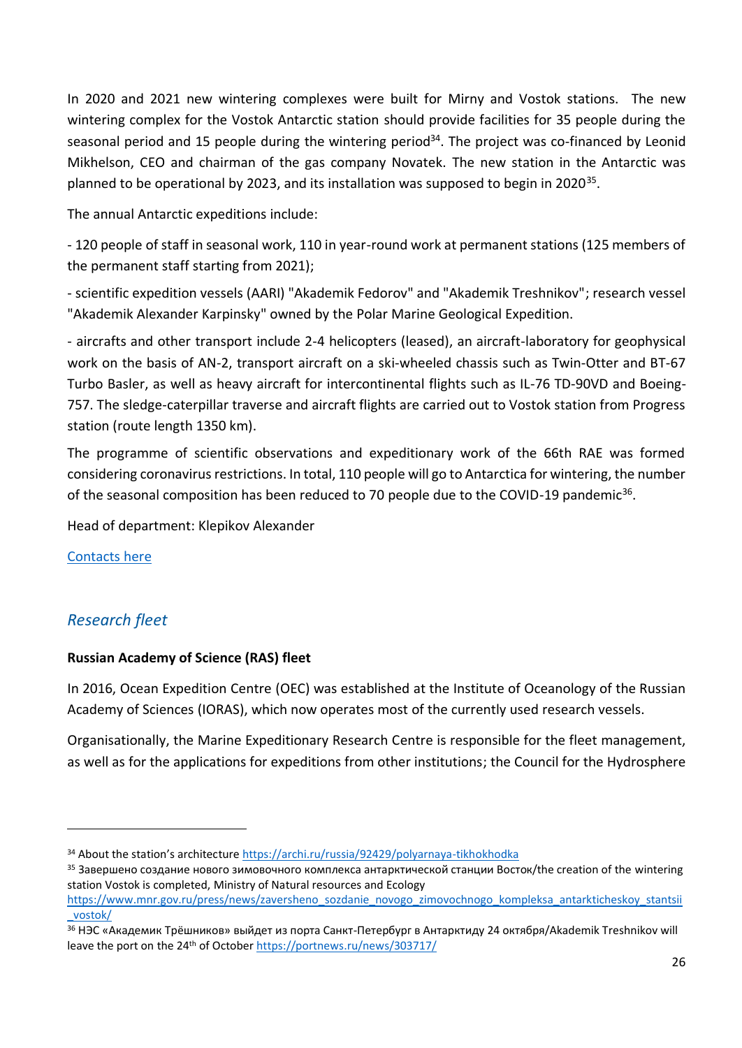In 2020 and 2021 new wintering complexes were built for Mirny and Vostok stations. The new wintering complex for the Vostok Antarctic station should provide facilities for 35 people during the seasonal period and 15 people during the wintering period[34]. The project was co-financed by Leonid Mikhelson, CEO and chairman of the gas company Novatek. The new station in the Antarctic was planned to be operational by 2023, and its installation was supposed to begin in 2020[35].

The annual Antarctic expeditions include:

- 120 people of staff in seasonal work, 110 in year-round work at permanent stations (125 members of the permanent staff starting from 2021);

- scientific expedition vessels (AARI) "Akademik Fedorov" and "Akademik Treshnikov"; research vessel "Akademik Alexander Karpinsky" owned by the Polar Marine Geological Expedition.

- aircrafts and other transport include 2-4 helicopters (leased), an aircraft-laboratory for geophysical work on the basis of AN-2, transport aircraft on a ski-wheeled chassis such as Twin-Otter and BT-67 Turbo Basler, as well as heavy aircraft for intercontinental flights such as IL-76 TD-90VD and Boeing-757. The sledge-caterpillar traverse and aircraft flights are carried out to Vostok station from Progress station (route length 1350 km).

The programme of scientific observations and expeditionary work of the 66th RAE was formed considering coronavirus restrictions. In total, 110 people will go to Antarctica for wintering, the number of the seasonal composition has been reduced to 70 people due to the COVID-19 pandemic[36].

Head of department: Klepikov Alexander

[Contacts here]

## *Research fleet*

**Russian Academy of Science (RAS) fleet**

In 2016, Ocean Expedition Centre (OEC) was established at the Institute of Oceanology of the Russian Academy of Sciences (IORAS), which now operates most of the currently used research vessels.

Organisationally, the Marine Expeditionary Research Centre is responsible for the fleet management, as well as for the applications for expeditions from other institutions; the Council for the Hydrosphere

---

[34] About the station's architecture https://archi.ru/russia/92429/polyarnaya-tikhokhodka

[35] Завершено создание нового зимовочного комплекса антарктической станции Восток/the creation of the wintering station Vostok is completed, Ministry of Natural resources and Ecology https://www.mnr.gov.ru/press/news/zaversheno_sozdanie_novogo_zimovochnogo_kompleksa_antarkticheskoy_stantsii_vostok/

[36] НЭС «Академик Трёшников» выйдет из порта Санкт-Петербург в Антарктиду 24 октября/Akademik Treshnikov will leave the port on the 24th of October https://portnews.ru/news/303717/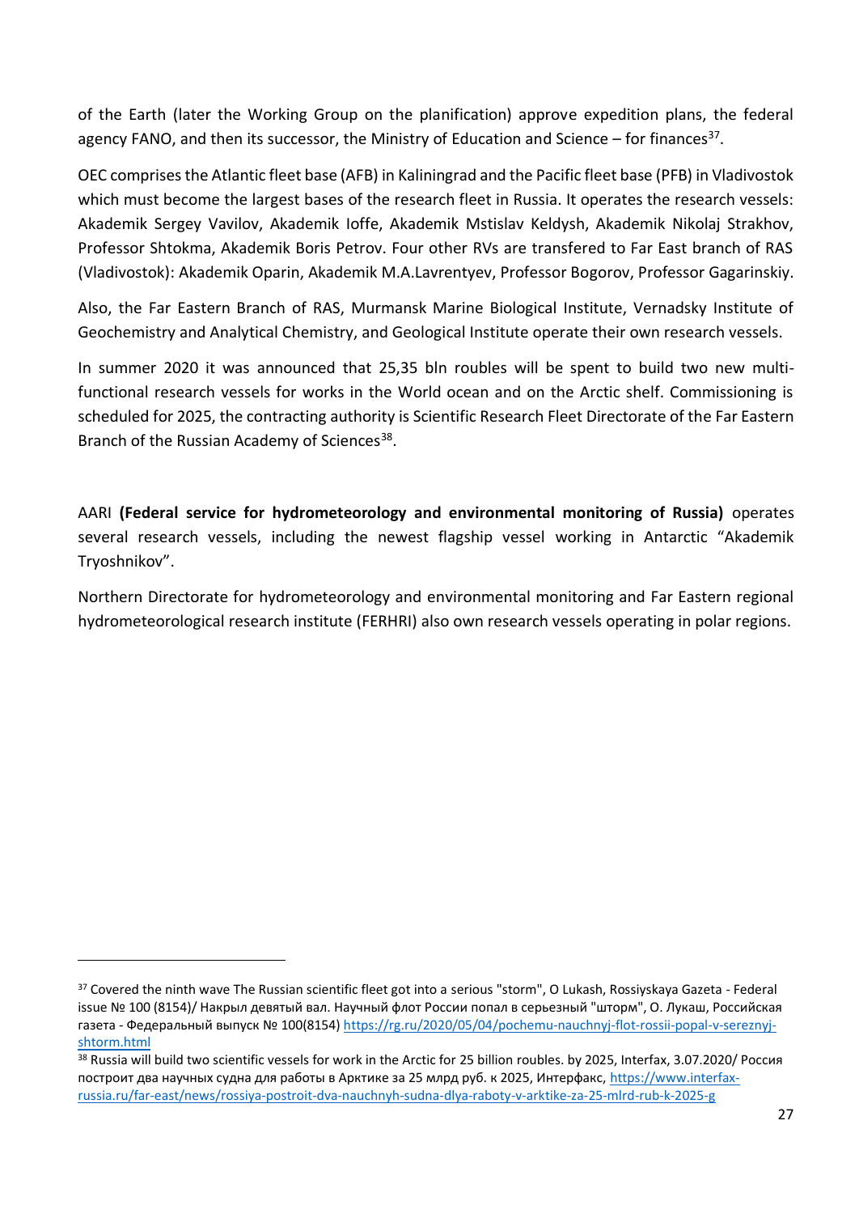of the Earth (later the Working Group on the planification) approve expedition plans, the federal agency FANO, and then its successor, the Ministry of Education and Science – for finances[37].

OEC comprises the Atlantic fleet base (AFB) in Kaliningrad and the Pacific fleet base (PFB) in Vladivostok which must become the largest bases of the research fleet in Russia. It operates the research vessels: Akademik Sergey Vavilov, Akademik Ioffe, Akademik Mstislav Keldysh, Akademik Nikolaj Strakhov, Professor Shtokma, Akademik Boris Petrov. Four other RVs are transfered to Far East branch of RAS (Vladivostok): Akademik Oparin, Akademik M.A.Lavrentyev, Professor Bogorov, Professor Gagarinskiy.

Also, the Far Eastern Branch of RAS, Murmansk Marine Biological Institute, Vernadsky Institute of Geochemistry and Analytical Chemistry, and Geological Institute operate their own research vessels.

In summer 2020 it was announced that 25,35 bln roubles will be spent to build two new multi-functional research vessels for works in the World ocean and on the Arctic shelf. Commissioning is scheduled for 2025, the contracting authority is Scientific Research Fleet Directorate of the Far Eastern Branch of the Russian Academy of Sciences[38].

AARI **(Federal service for hydrometeorology and environmental monitoring of Russia)** operates several research vessels, including the newest flagship vessel working in Antarctic "Akademik Tryoshnikov".

Northern Directorate for hydrometeorology and environmental monitoring and Far Eastern regional hydrometeorological research institute (FERHRI) also own research vessels operating in polar regions.

---

[37] Covered the ninth wave The Russian scientific fleet got into a serious "storm", O Lukash, Rossiyskaya Gazeta - Federal issue № 100 (8154)/ Накрыл девятый вал. Научный флот России попал в серьезный "шторм", О. Лукаш, Российская газета - Федеральный выпуск № 100(8154) https://rg.ru/2020/05/04/pochemu-nauchnyj-flot-rossii-popal-v-sereznyj-shtorm.html

[38] Russia will build two scientific vessels for work in the Arctic for 25 billion roubles. by 2025, Interfax, 3.07.2020/ Россия построит два научных судна для работы в Арктике за 25 млрд руб. к 2025, Интерфакс, https://www.interfax-russia.ru/far-east/news/rossiya-postroit-dva-nauchnyh-sudna-dlya-raboty-v-arktike-za-25-mlrd-rub-k-2025-g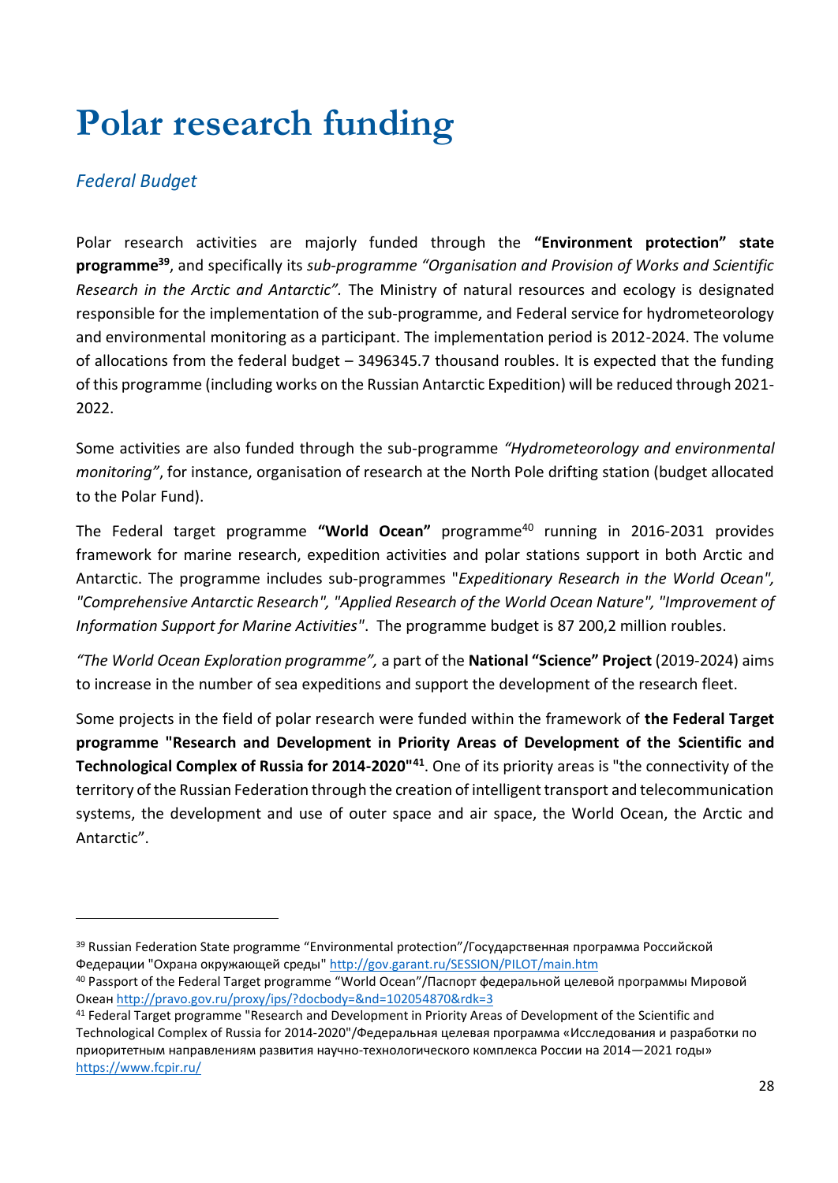# Polar research funding

## *Federal Budget*

Polar research activities are majorly funded through the **"Environment protection" state programme**[39], and specifically its *sub-programme "Organisation and Provision of Works and Scientific Research in the Arctic and Antarctic".* The Ministry of natural resources and ecology is designated responsible for the implementation of the sub-programme, and Federal service for hydrometeorology and environmental monitoring as a participant. The implementation period is 2012-2024. The volume of allocations from the federal budget – 3496345.7 thousand roubles. It is expected that the funding of this programme (including works on the Russian Antarctic Expedition) will be reduced through 2021-2022.

Some activities are also funded through the sub-programme *"Hydrometeorology and environmental monitoring"*, for instance, organisation of research at the North Pole drifting station (budget allocated to the Polar Fund).

The Federal target programme **"World Ocean"** programme[40] running in 2016-2031 provides framework for marine research, expedition activities and polar stations support in both Arctic and Antarctic. The programme includes sub-programmes "*Expeditionary Research in the World Ocean", "Comprehensive Antarctic Research", "Applied Research of the World Ocean Nature", "Improvement of Information Support for Marine Activities*". The programme budget is 87 200,2 million roubles.

*"The World Ocean Exploration programme",* a part of the **National "Science" Project** (2019-2024) aims to increase in the number of sea expeditions and support the development of the research fleet.

Some projects in the field of polar research were funded within the framework of **the Federal Target programme "Research and Development in Priority Areas of Development of the Scientific and Technological Complex of Russia for 2014-2020"**[41]. One of its priority areas is "the connectivity of the territory of the Russian Federation through the creation of intelligent transport and telecommunication systems, the development and use of outer space and air space, the World Ocean, the Arctic and Antarctic".

---

[39] Russian Federation State programme "Environmental protection"/Государственная программа Российской Федерации "Охрана окружающей среды" http://gov.garant.ru/SESSION/PILOT/main.htm

[40] Passport of the Federal Target programme "World Ocean"/Паспорт федеральной целевой программы Мировой Океан http://pravo.gov.ru/proxy/ips/?docbody=&nd=102054870&rdk=3

[41] Federal Target programme "Research and Development in Priority Areas of Development of the Scientific and Technological Complex of Russia for 2014-2020"/Федеральная целевая программа «Исследования и разработки по приоритетным направлениям развития научно-технологического комплекса России на 2014—2021 годы» https://www.fcpir.ru/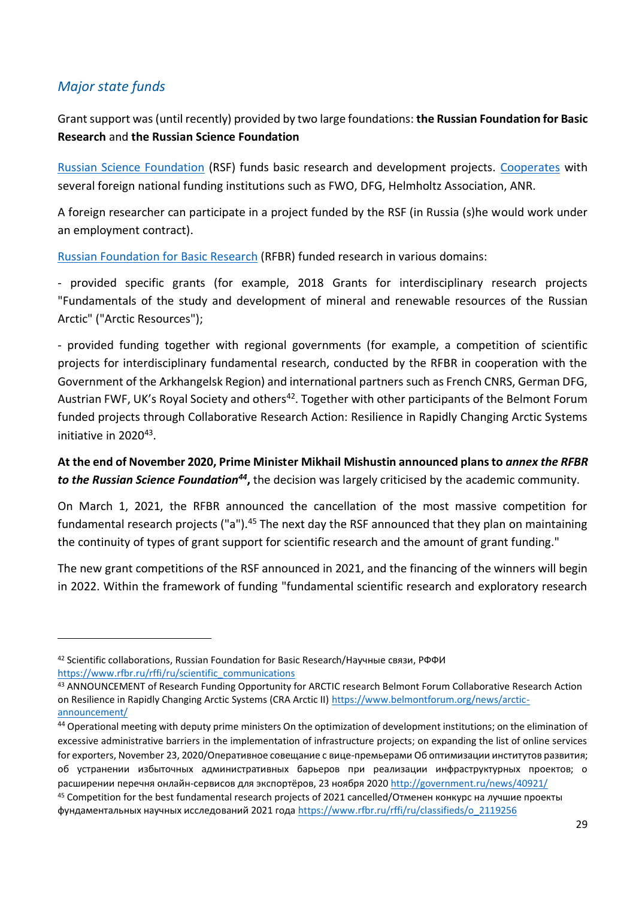## *Major state funds*

Grant support was (until recently) provided by two large foundations: **the Russian Foundation for Basic Research** and **the Russian Science Foundation**

Russian Science Foundation (RSF) funds basic research and development projects. Cooperates with several foreign national funding institutions such as FWO, DFG, Helmholtz Association, ANR.

A foreign researcher can participate in a project funded by the RSF (in Russia (s)he would work under an employment contract).

Russian Foundation for Basic Research (RFBR) funded research in various domains:

- provided specific grants (for example, 2018 Grants for interdisciplinary research projects "Fundamentals of the study and development of mineral and renewable resources of the Russian Arctic" ("Arctic Resources");

- provided funding together with regional governments (for example, a competition of scientific projects for interdisciplinary fundamental research, conducted by the RFBR in cooperation with the Government of the Arkhangelsk Region) and international partners such as French CNRS, German DFG, Austrian FWF, UK's Royal Society and others[42]. Together with other participants of the Belmont Forum funded projects through Collaborative Research Action: Resilience in Rapidly Changing Arctic Systems initiative in 2020[43].

**At the end of November 2020, Prime Minister Mikhail Mishustin announced plans to *annex the RFBR to the Russian Science Foundation*[44],** the decision was largely criticised by the academic community.

On March 1, 2021, the RFBR announced the cancellation of the most massive competition for fundamental research projects ("a").[45] The next day the RSF announced that they plan on maintaining the continuity of types of grant support for scientific research and the amount of grant funding."

The new grant competitions of the RSF announced in 2021, and the financing of the winners will begin in 2022. Within the framework of funding "fundamental scientific research and exploratory research

---

[42] Scientific collaborations, Russian Foundation for Basic Research/Научные связи, РФФИ https://www.rfbr.ru/rffi/ru/scientific_communications

[43] ANNOUNCEMENT of Research Funding Opportunity for ARCTIC research Belmont Forum Collaborative Research Action on Resilience in Rapidly Changing Arctic Systems (CRA Arctic II) https://www.belmontforum.org/news/arctic-announcement/

[44] Operational meeting with deputy prime ministers On the optimization of development institutions; on the elimination of excessive administrative barriers in the implementation of infrastructure projects; on expanding the list of online services for exporters, November 23, 2020/Оперативное совещание с вице-премьерами Об оптимизации институтов развития; об устранении избыточных административных барьеров при реализации инфраструктурных проектов; о расширении перечня онлайн-сервисов для экспортёров, 23 ноября 2020 http://government.ru/news/40921/

[45] Competition for the best fundamental research projects of 2021 cancelled/Отменен конкурс на лучшие проекты фундаментальных научных исследований 2021 года https://www.rfbr.ru/rffi/ru/classifieds/o_2119256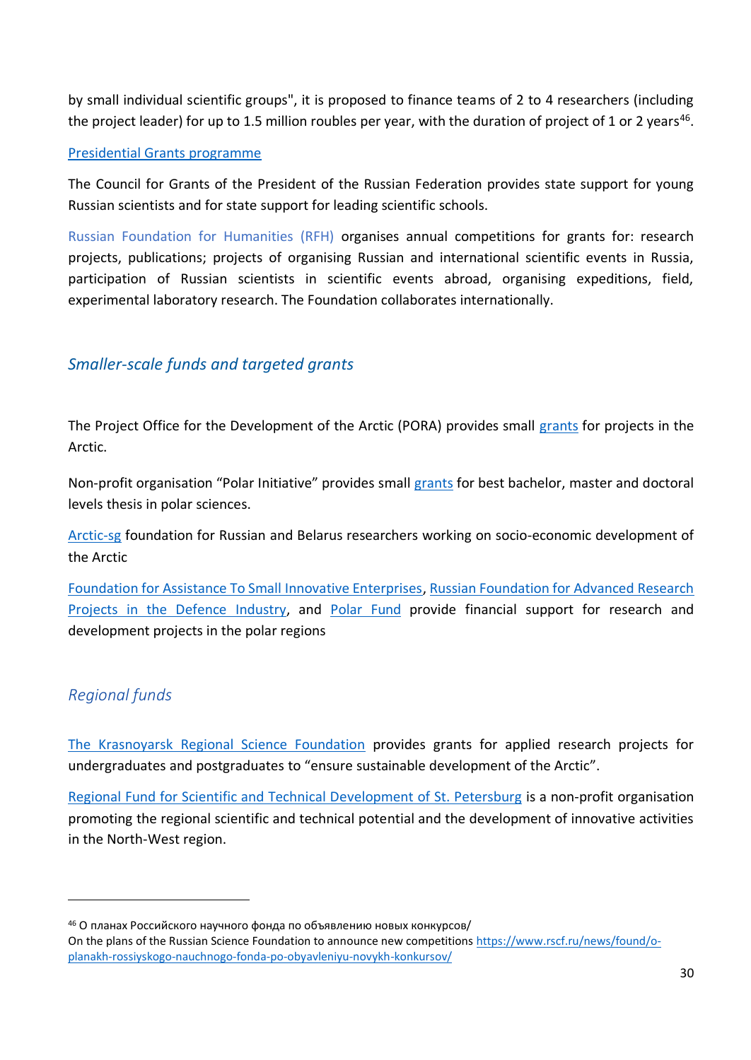by small individual scientific groups", it is proposed to finance teams of 2 to 4 researchers (including the project leader) for up to 1.5 million roubles per year, with the duration of project of 1 or 2 years[46].

Presidential Grants programme

The Council for Grants of the President of the Russian Federation provides state support for young Russian scientists and for state support for leading scientific schools.

Russian Foundation for Humanities (RFH) organises annual competitions for grants for: research projects, publications; projects of organising Russian and international scientific events in Russia, participation of Russian scientists in scientific events abroad, organising expeditions, field, experimental laboratory research. The Foundation collaborates internationally.

### *Smaller-scale funds and targeted grants*

The Project Office for the Development of the Arctic (PORA) provides small grants for projects in the Arctic.

Non-profit organisation "Polar Initiative" provides small grants for best bachelor, master and doctoral levels thesis in polar sciences.

Arctic-sg foundation for Russian and Belarus researchers working on socio-economic development of the Arctic

Foundation for Assistance To Small Innovative Enterprises, Russian Foundation for Advanced Research Projects in the Defence Industry, and Polar Fund provide financial support for research and development projects in the polar regions

### *Regional funds*

The Krasnoyarsk Regional Science Foundation provides grants for applied research projects for undergraduates and postgraduates to "ensure sustainable development of the Arctic".

Regional Fund for Scientific and Technical Development of St. Petersburg is a non-profit organisation promoting the regional scientific and technical potential and the development of innovative activities in the North-West region.

---

[46] О планах Российского научного фонда по объявлению новых конкурсов/
On the plans of the Russian Science Foundation to announce new competitions https://www.rscf.ru/news/found/o-planakh-rossiyskogo-nauchnogo-fonda-po-obyavleniyu-novykh-konkursov/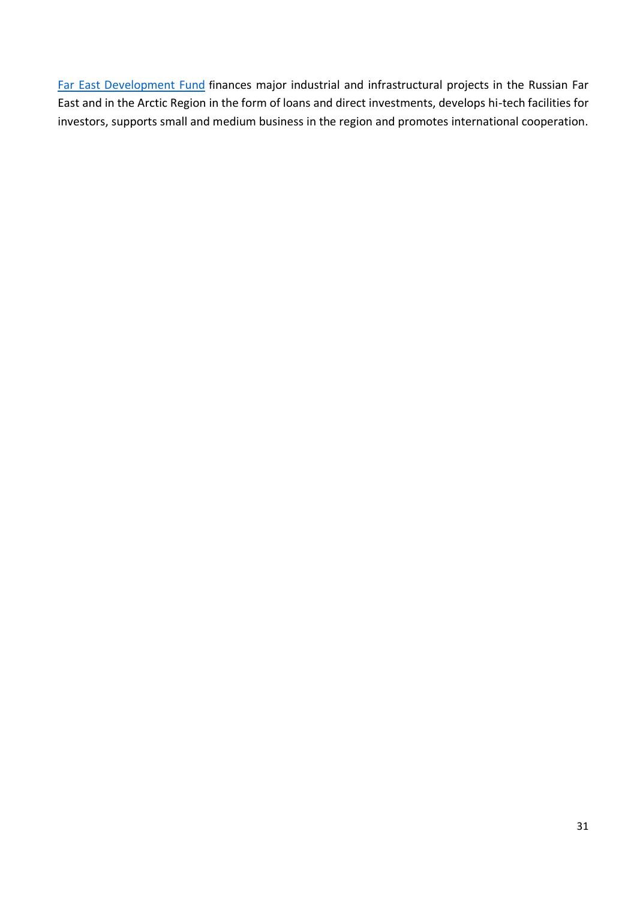Far East Development Fund finances major industrial and infrastructural projects in the Russian Far East and in the Arctic Region in the form of loans and direct investments, develops hi-tech facilities for investors, supports small and medium business in the region and promotes international cooperation.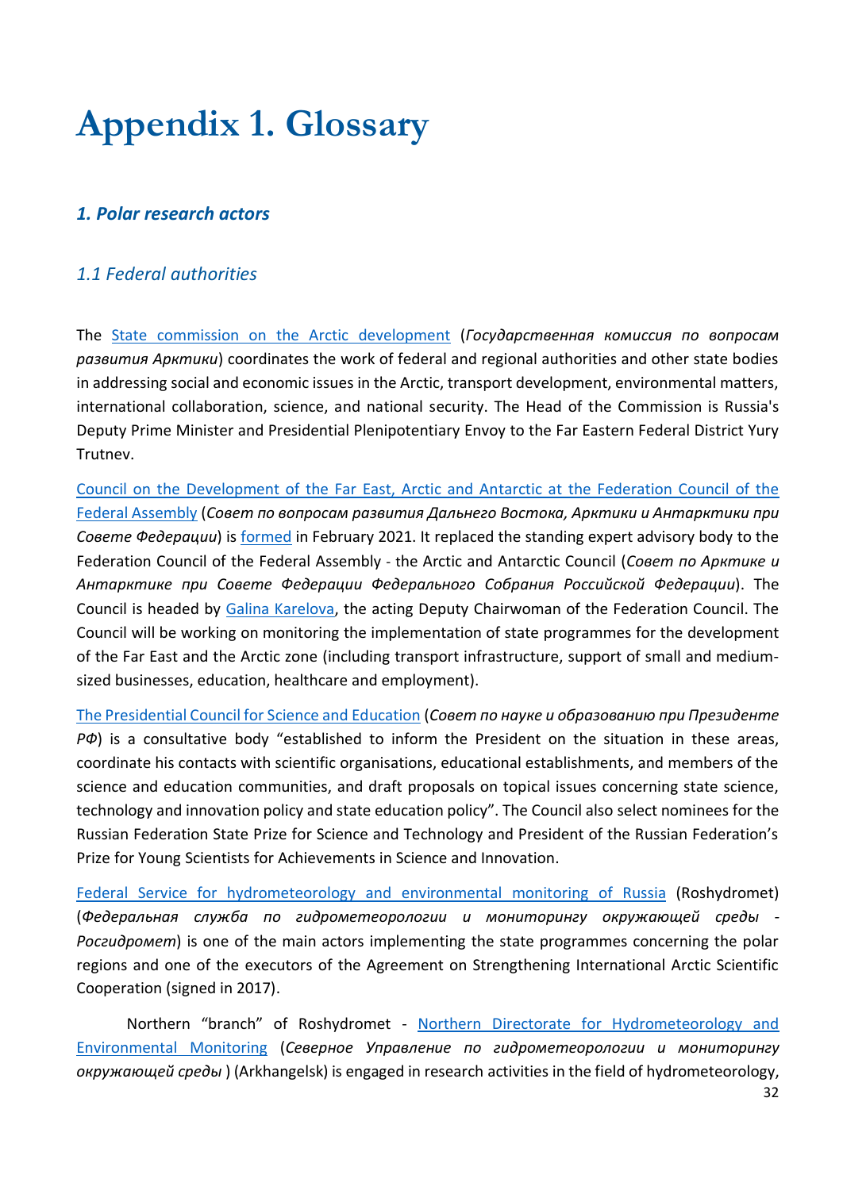# Appendix 1. Glossary

## *1. Polar research actors*

### *1.1 Federal authorities*

The State commission on the Arctic development (*Государственная комиссия по вопросам развития Арктики*) coordinates the work of federal and regional authorities and other state bodies in addressing social and economic issues in the Arctic, transport development, environmental matters, international collaboration, science, and national security. The Head of the Commission is Russia's Deputy Prime Minister and Presidential Plenipotentiary Envoy to the Far Eastern Federal District Yury Trutnev.

Council on the Development of the Far East, Arctic and Antarctic at the Federation Council of the Federal Assembly (*Совет по вопросам развития Дальнего Востока, Арктики и Антарктики при Совете Федерации*) is formed in February 2021. It replaced the standing expert advisory body to the Federation Council of the Federal Assembly - the Arctic and Antarctic Council (*Совет по Арктике и Антарктике при Совете Федерации Федерального Собрания Российской Федерации*). The Council is headed by Galina Karelova, the acting Deputy Chairwoman of the Federation Council. The Council will be working on monitoring the implementation of state programmes for the development of the Far East and the Arctic zone (including transport infrastructure, support of small and medium-sized businesses, education, healthcare and employment).

The Presidential Council for Science and Education (*Совет по науке и образованию при Президенте РФ*) is a consultative body "established to inform the President on the situation in these areas, coordinate his contacts with scientific organisations, educational establishments, and members of the science and education communities, and draft proposals on topical issues concerning state science, technology and innovation policy and state education policy". The Council also select nominees for the Russian Federation State Prize for Science and Technology and President of the Russian Federation's Prize for Young Scientists for Achievements in Science and Innovation.

Federal Service for hydrometeorology and environmental monitoring of Russia (Roshydromet) (*Федеральная служба по гидрометеорологии и мониторингу окружающей среды - Росгидромет*) is one of the main actors implementing the state programmes concerning the polar regions and one of the executors of the Agreement on Strengthening International Arctic Scientific Cooperation (signed in 2017).

Northern "branch" of Roshydromet - Northern Directorate for Hydrometeorology and Environmental Monitoring (*Северное Управление по гидрометеорологии и мониторингу окружающей среды* ) (Arkhangelsk) is engaged in research activities in the field of hydrometeorology,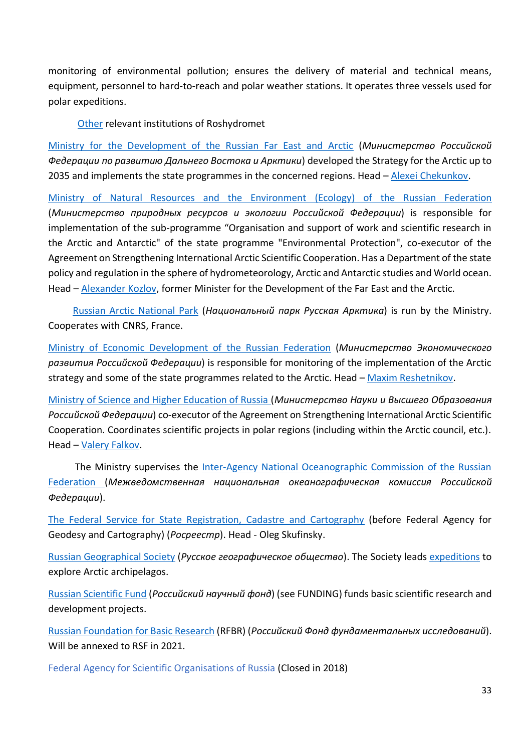monitoring of environmental pollution; ensures the delivery of material and technical means, equipment, personnel to hard-to-reach and polar weather stations. It operates three vessels used for polar expeditions.

Other relevant institutions of Roshydromet

Ministry for the Development of the Russian Far East and Arctic (*Министерство Российской Федерации по развитию Дальнего Востока и Арктики*) developed the Strategy for the Arctic up to 2035 and implements the state programmes in the concerned regions. Head – Alexei Chekunkov.

Ministry of Natural Resources and the Environment (Ecology) of the Russian Federation (*Министерство природных ресурсов и экологии Российской Федерации*) is responsible for implementation of the sub-programme "Organisation and support of work and scientific research in the Arctic and Antarctic" of the state programme "Environmental Protection", co-executor of the Agreement on Strengthening International Arctic Scientific Cooperation. Has a Department of the state policy and regulation in the sphere of hydrometeorology, Arctic and Antarctic studies and World ocean. Head – Alexander Kozlov, former Minister for the Development of the Far East and the Arctic.

Russian Arctic National Park (*Национальный парк Русская Арктика*) is run by the Ministry. Cooperates with CNRS, France.

Ministry of Economic Development of the Russian Federation (*Министерство Экономического развития Российской Федерации*) is responsible for monitoring of the implementation of the Arctic strategy and some of the state programmes related to the Arctic. Head – Maxim Reshetnikov.

Ministry of Science and Higher Education of Russia (*Министерство Науки и Высшего Образования Российской Федерации*) co-executor of the Agreement on Strengthening International Arctic Scientific Cooperation. Coordinates scientific projects in polar regions (including within the Arctic council, etc.). Head – Valery Falkov.

The Ministry supervises the Inter-Agency National Oceanographic Commission of the Russian Federation (*Межведомственная национальная океанографическая комиссия Российской Федерации*).

The Federal Service for State Registration, Cadastre and Cartography (before Federal Agency for Geodesy and Cartography) (*Росреестр*). Head - Oleg Skufinsky.

Russian Geographical Society (*Русское географическое общество*). The Society leads expeditions to explore Arctic archipelagos.

Russian Scientific Fund (*Российский научный фонд*) (see FUNDING) funds basic scientific research and development projects.

Russian Foundation for Basic Research (RFBR) (*Российский Фонд фундаментальных исследований*). Will be annexed to RSF in 2021.

Federal Agency for Scientific Organisations of Russia (Closed in 2018)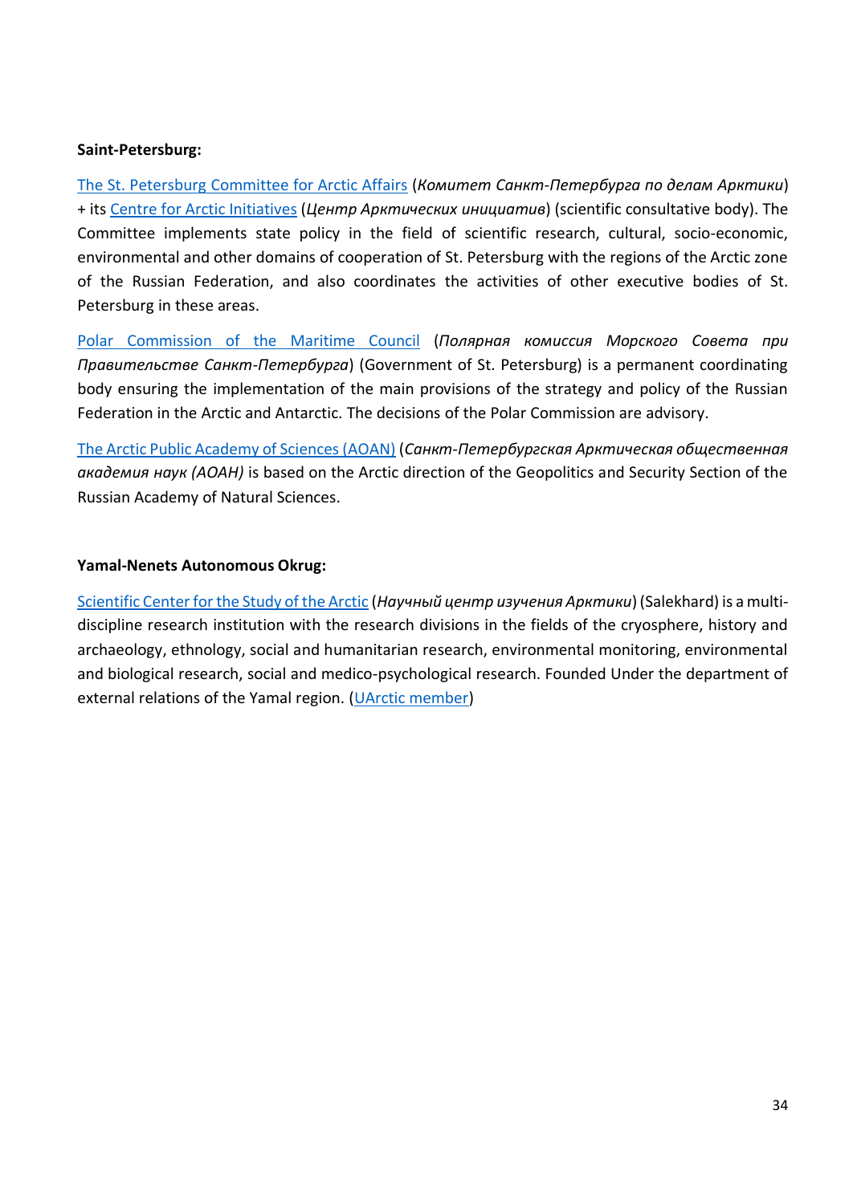**Saint-Petersburg:**

The St. Petersburg Committee for Arctic Affairs (*Комитет Санкт-Петербурга по делам Арктики*) + its Centre for Arctic Initiatives (*Центр Арктических инициатив*) (scientific consultative body). The Committee implements state policy in the field of scientific research, cultural, socio-economic, environmental and other domains of cooperation of St. Petersburg with the regions of the Arctic zone of the Russian Federation, and also coordinates the activities of other executive bodies of St. Petersburg in these areas.

Polar Commission of the Maritime Council (*Полярная комиссия Морского Совета при Правительстве Санкт-Петербурга*) (Government of St. Petersburg) is a permanent coordinating body ensuring the implementation of the main provisions of the strategy and policy of the Russian Federation in the Arctic and Antarctic. The decisions of the Polar Commission are advisory.

The Arctic Public Academy of Sciences (AOAN) (*Санкт-Петербургская Арктическая общественная академия наук (АОАН)* is based on the Arctic direction of the Geopolitics and Security Section of the Russian Academy of Natural Sciences.

**Yamal-Nenets Autonomous Okrug:**

Scientific Center for the Study of the Arctic (*Научный центр изучения Арктики*) (Salekhard) is a multi-discipline research institution with the research divisions in the fields of the cryosphere, history and archaeology, ethnology, social and humanitarian research, environmental monitoring, environmental and biological research, social and medico-psychological research. Founded Under the department of external relations of the Yamal region. (UArctic member)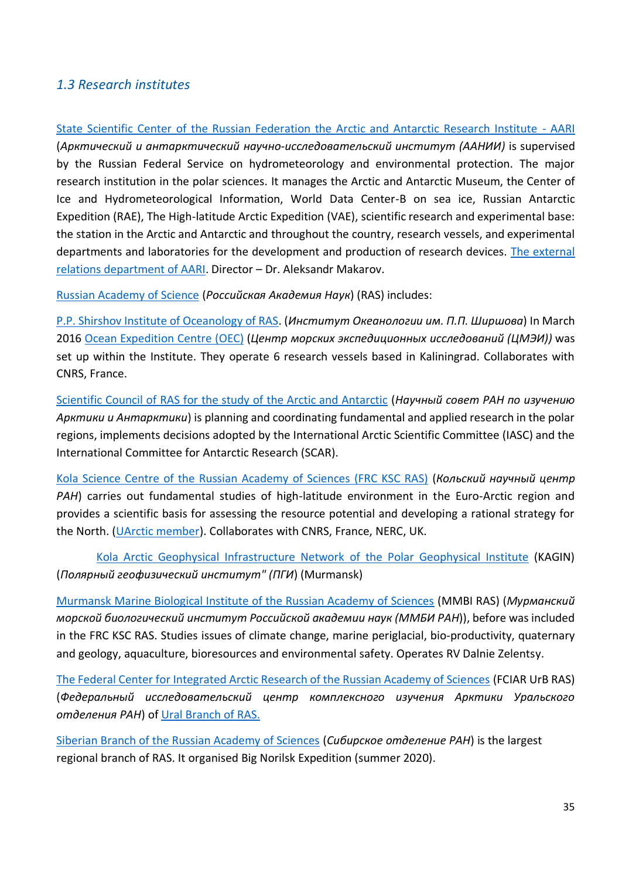## *1.3 Research institutes*

State Scientific Center of the Russian Federation the Arctic and Antarctic Research Institute - AARI (*Арктический и антарктический научно-исследовательский институт (ААНИИ)* is supervised by the Russian Federal Service on hydrometeorology and environmental protection. The major research institution in the polar sciences. It manages the Arctic and Antarctic Museum, the Center of Ice and Hydrometeorological Information, World Data Center-B on sea ice, Russian Antarctic Expedition (RAE), The High-latitude Arctic Expedition (VAE), scientific research and experimental base: the station in the Arctic and Antarctic and throughout the country, research vessels, and experimental departments and laboratories for the development and production of research devices. The external relations department of AARI. Director – Dr. Aleksandr Makarov.

Russian Academy of Science (*Российская Академия Наук*) (RAS) includes:

P.P. Shirshov Institute of Oceanology of RAS. (*Институт Океанологии им. П.П. Ширшова*) In March 2016 Ocean Expedition Centre (OEC) (*Центр морских экспедиционных исследований (ЦМЭИ))* was set up within the Institute. They operate 6 research vessels based in Kaliningrad. Collaborates with CNRS, France.

Scientific Council of RAS for the study of the Arctic and Antarctic (*Научный совет РАН по изучению Арктики и Антарктики*) is planning and coordinating fundamental and applied research in the polar regions, implements decisions adopted by the International Arctic Scientific Committee (IASC) and the International Committee for Antarctic Research (SCAR).

Kola Science Centre of the Russian Academy of Sciences (FRC KSC RAS) (*Кольский научный центр РАН*) carries out fundamental studies of high-latitude environment in the Euro-Arctic region and provides a scientific basis for assessing the resource potential and developing a rational strategy for the North. (UArctic member). Collaborates with CNRS, France, NERC, UK.

Kola Arctic Geophysical Infrastructure Network of the Polar Geophysical Institute (KAGIN) (*Полярный геофизический институт" (ПГИ*) (Murmansk)

Murmansk Marine Biological Institute of the Russian Academy of Sciences (MMBI RAS) (*Мурманский морской биологический институт Российской академии наук (ММБИ РАН*)), before was included in the FRC KSC RAS. Studies issues of climate change, marine periglacial, bio-productivity, quaternary and geology, aquaculture, bioresources and environmental safety. Operates RV Dalnie Zelentsy.

The Federal Center for Integrated Arctic Research of the Russian Academy of Sciences (FCIAR UrB RAS) (*Федеральный исследовательский центр комплексного изучения Арктики Уральского отделения РАН*) of Ural Branch of RAS.

Siberian Branch of the Russian Academy of Sciences (*Сибирское отделение РАН*) is the largest regional branch of RAS. It organised Big Norilsk Expedition (summer 2020).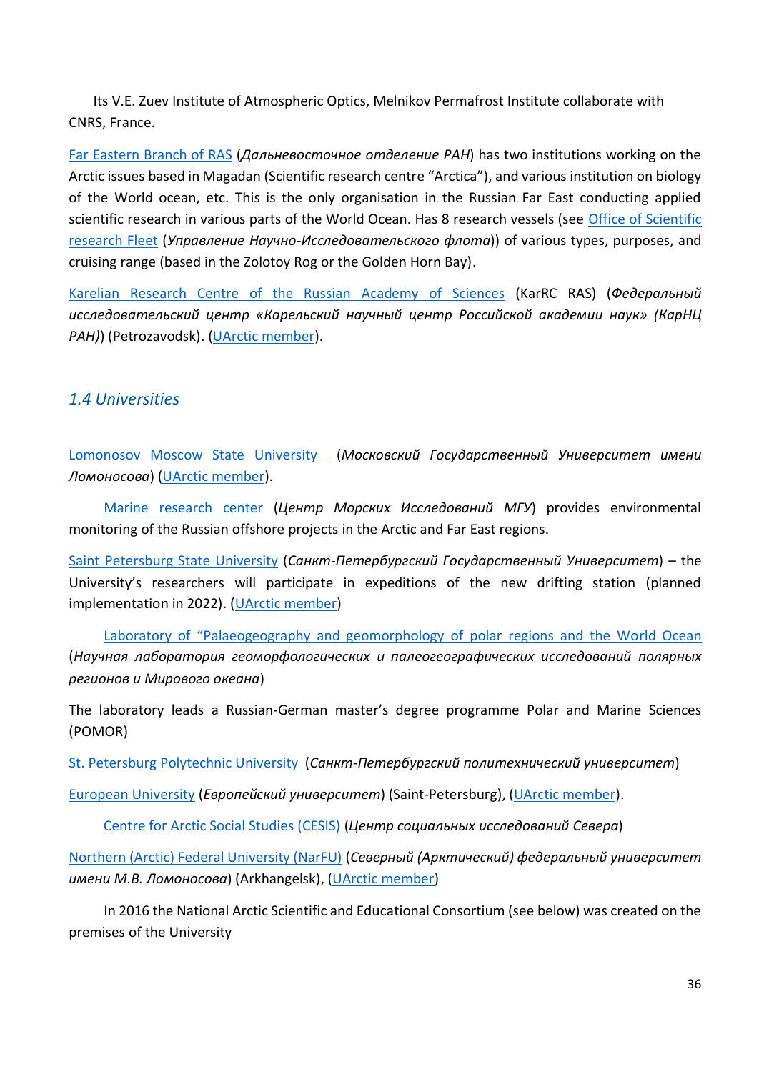Its V.E. Zuev Institute of Atmospheric Optics, Melnikov Permafrost Institute collaborate with CNRS, France.

Far Eastern Branch of RAS (*Дальневосточное отделение РАН*) has two institutions working on the Arctic issues based in Magadan (Scientific research centre "Arctica"), and various institution on biology of the World ocean, etc. This is the only organisation in the Russian Far East conducting applied scientific research in various parts of the World Ocean. Has 8 research vessels (see Office of Scientific research Fleet (*Управление Научно-Исследовательского флота*)) of various types, purposes, and cruising range (based in the Zolotoy Rog or the Golden Horn Bay).

Karelian Research Centre of the Russian Academy of Sciences (KarRC RAS) (***Федеральный исследовательский центр «Карельский научный центр Российской академии наук» (КарНЦ РАН)***) (Petrozavodsk). (UArctic member).

## *1.4 Universities*

Lomonosov Moscow State University (*Московский Государственный Университет имени Ломоносова*) (UArctic member).

Marine research center (*Центр Морских Исследований МГУ*) provides environmental monitoring of the Russian offshore projects in the Arctic and Far East regions.

Saint Petersburg State University (*Санкт-Петербургский Государственный Университет*) – the University's researchers will participate in expeditions of the new drifting station (planned implementation in 2022). (UArctic member)

Laboratory of "Palaeogeography and geomorphology of polar regions and the World Ocean (*Научная лаборатория геоморфологических и палеогеографических исследований полярных регионов и Мирового океана*)

The laboratory leads a Russian-German master's degree programme Polar and Marine Sciences (POMOR)

St. Petersburg Polytechnic University (*Санкт-Петербургский политехнический университет*)

European University (*Европейский университет*) (Saint-Petersburg), (UArctic member).

Centre for Arctic Social Studies (CESIS) (*Центр социальных исследований Севера*)

Northern (Arctic) Federal University (NarFU) (*Северный (Арктический) федеральный университет имени М.В. Ломоносова*) (Arkhangelsk), (UArctic member)

In 2016 the National Arctic Scientific and Educational Consortium (see below) was created on the premises of the University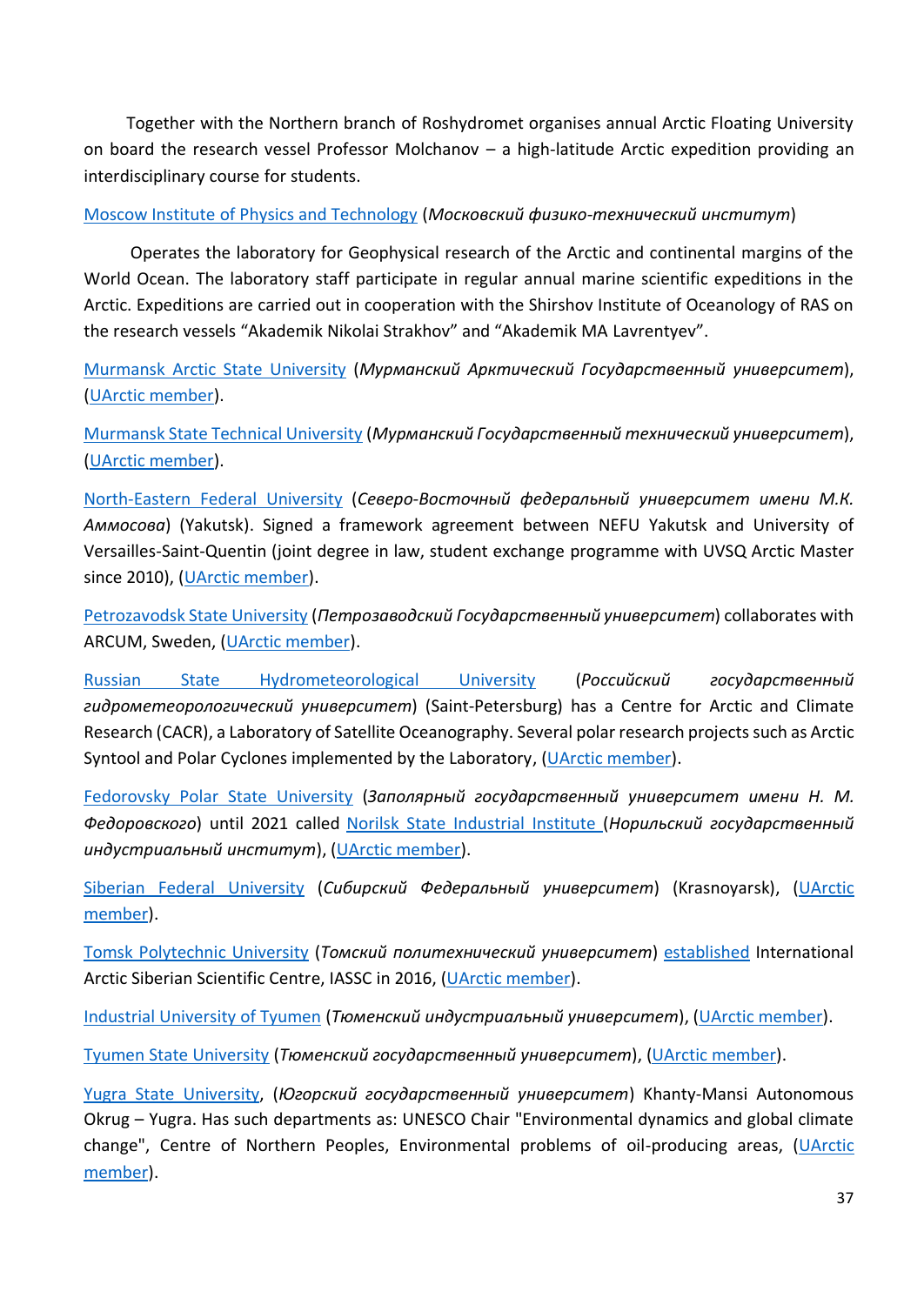Together with the Northern branch of Roshydromet organises annual Arctic Floating University on board the research vessel Professor Molchanov – a high-latitude Arctic expedition providing an interdisciplinary course for students.

Moscow Institute of Physics and Technology (*Московский физико-технический институт*)

Operates the laboratory for Geophysical research of the Arctic and continental margins of the World Ocean. The laboratory staff participate in regular annual marine scientific expeditions in the Arctic. Expeditions are carried out in cooperation with the Shirshov Institute of Oceanology of RAS on the research vessels "Akademik Nikolai Strakhov" and "Akademik MA Lavrentyev".

Murmansk Arctic State University (*Мурманский Арктический Государственный университет*), (UArctic member).

Murmansk State Technical University (*Мурманский Государственный технический университет*), (UArctic member).

North-Eastern Federal University (*Северо-Восточный федеральный университет имени М.К. Аммосова*) (Yakutsk). Signed a framework agreement between NEFU Yakutsk and University of Versailles-Saint-Quentin (joint degree in law, student exchange programme with UVSQ Arctic Master since 2010), (UArctic member).

Petrozavodsk State University (*Петрозаводский Государственный университет*) collaborates with ARCUM, Sweden, (UArctic member).

Russian State Hydrometeorological University (*Российский государственный гидрометеорологический университет*) (Saint-Petersburg) has a Centre for Arctic and Climate Research (CACR), a Laboratory of Satellite Oceanography. Several polar research projects such as Arctic Syntool and Polar Cyclones implemented by the Laboratory, (UArctic member).

Fedorovsky Polar State University (*Заполярный государственный университет имени Н. М. Федоровского*) until 2021 called Norilsk State Industrial Institute (*Норильский государственный индустриальный институт*), (UArctic member).

Siberian Federal University (*Сибирский Федеральный университет*) (Krasnoyarsk), (UArctic member).

Tomsk Polytechnic University (*Томский политехнический университет*) established International Arctic Siberian Scientific Centre, IASSC in 2016, (UArctic member).

Industrial University of Tyumen (*Тюменский индустриальный университет*), (UArctic member).

Tyumen State University (*Тюменский государственный университет*), (UArctic member).

Yugra State University, (*Югорский государственный университет*) Khanty-Mansi Autonomous Okrug – Yugra. Has such departments as: UNESCO Chair "Environmental dynamics and global climate change", Centre of Northern Peoples, Environmental problems of oil-producing areas, (UArctic member).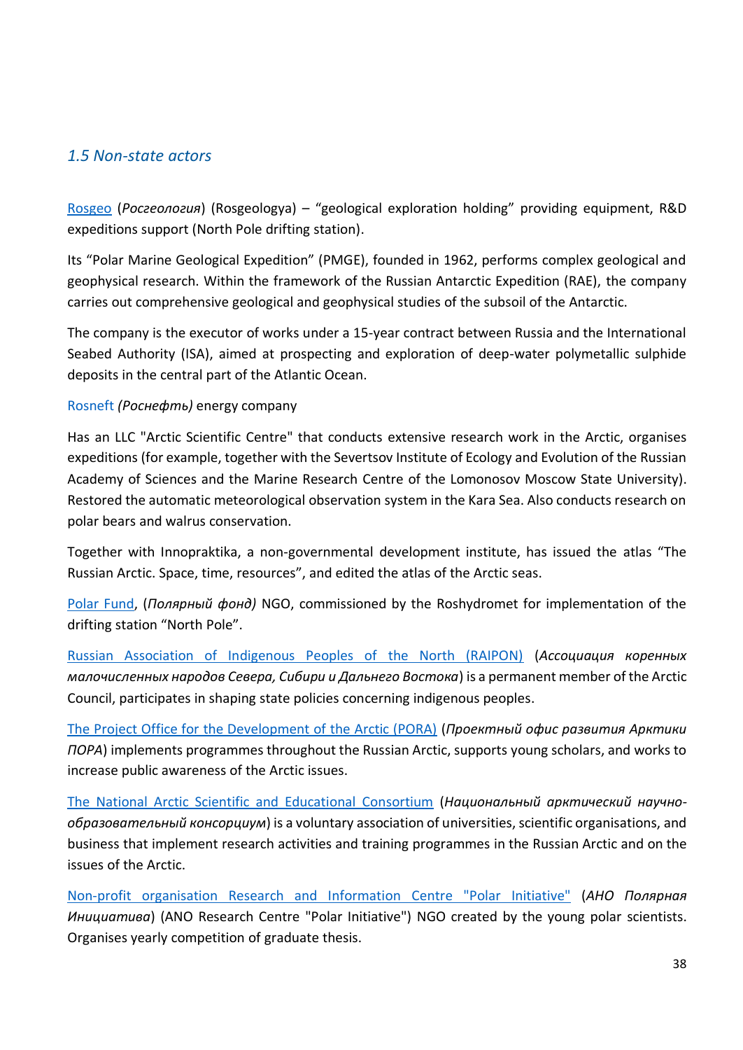## *1.5 Non-state actors*

Rosgeo (*Росгеология*) (Rosgeologya) – "geological exploration holding" providing equipment, R&D expeditions support (North Pole drifting station).

Its "Polar Marine Geological Expedition" (PMGE), founded in 1962, performs complex geological and geophysical research. Within the framework of the Russian Antarctic Expedition (RAE), the company carries out comprehensive geological and geophysical studies of the subsoil of the Antarctic.

The company is the executor of works under a 15-year contract between Russia and the International Seabed Authority (ISA), aimed at prospecting and exploration of deep-water polymetallic sulphide deposits in the central part of the Atlantic Ocean.

Rosneft *(Роснефть)* energy company

Has an LLC "Arctic Scientific Centre" that conducts extensive research work in the Arctic, organises expeditions (for example, together with the Severtsov Institute of Ecology and Evolution of the Russian Academy of Sciences and the Marine Research Centre of the Lomonosov Moscow State University). Restored the automatic meteorological observation system in the Kara Sea. Also conducts research on polar bears and walrus conservation.

Together with Innopraktika, a non-governmental development institute, has issued the atlas "The Russian Arctic. Space, time, resources", and edited the atlas of the Arctic seas.

Polar Fund, (*Полярный фонд)* NGO, commissioned by the Roshydromet for implementation of the drifting station "North Pole".

Russian Association of Indigenous Peoples of the North (RAIPON) (*Ассоциация коренных малочисленных народов Севера, Сибири и Дальнего Востока*) is a permanent member of the Arctic Council, participates in shaping state policies concerning indigenous peoples.

The Project Office for the Development of the Arctic (PORA) (*Проектный офис развития Арктики ПОРА*) implements programmes throughout the Russian Arctic, supports young scholars, and works to increase public awareness of the Arctic issues.

The National Arctic Scientific and Educational Consortium (*Национальный арктический научно-образовательный консорциум*) is a voluntary association of universities, scientific organisations, and business that implement research activities and training programmes in the Russian Arctic and on the issues of the Arctic.

Non-profit organisation Research and Information Centre "Polar Initiative" (*АНО Полярная Инициатива*) (ANO Research Centre "Polar Initiative") NGO created by the young polar scientists. Organises yearly competition of graduate thesis.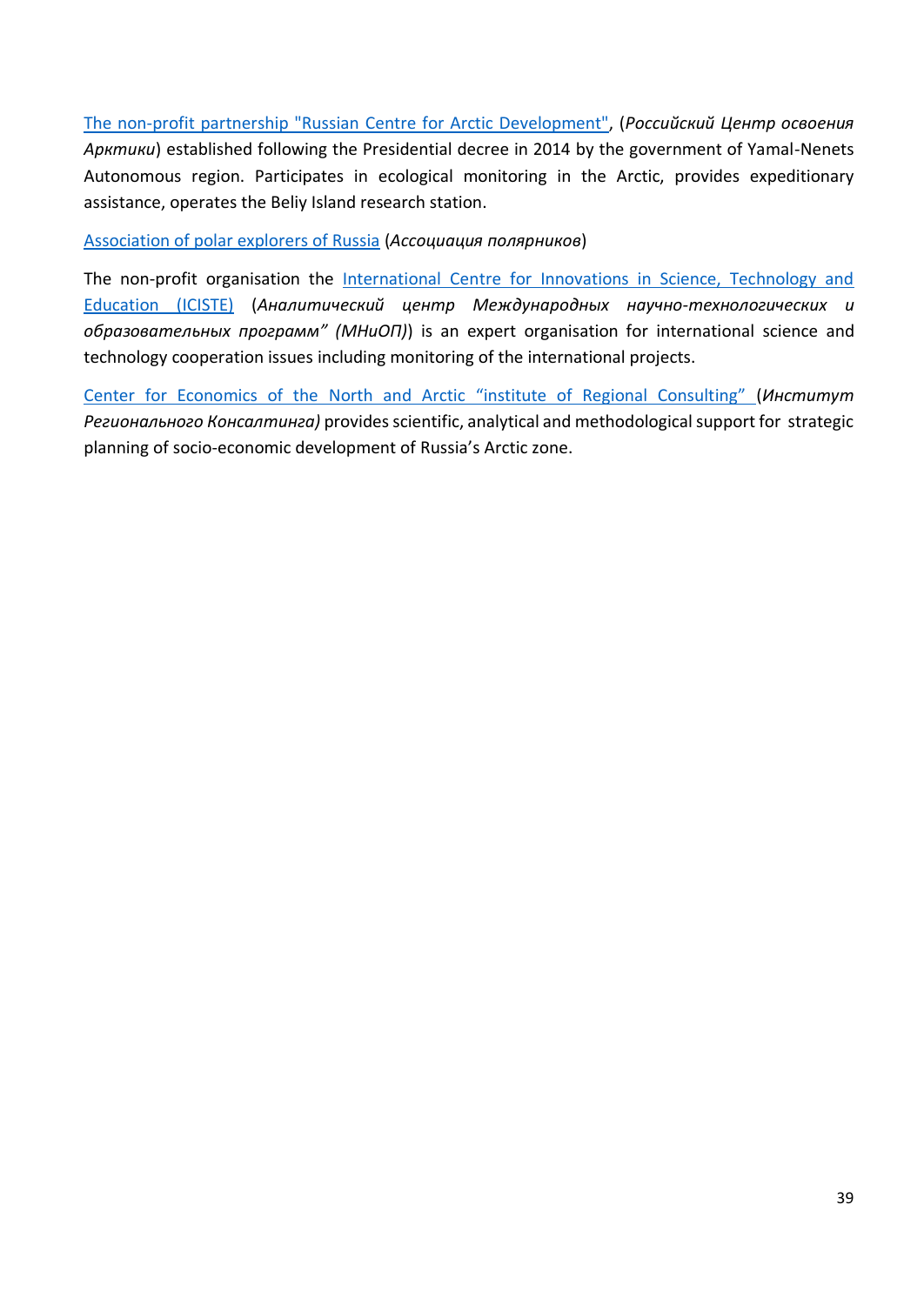The non-profit partnership "Russian Centre for Arctic Development", (*Российский Центр освоения Арктики*) established following the Presidential decree in 2014 by the government of Yamal-Nenets Autonomous region. Participates in ecological monitoring in the Arctic, provides expeditionary assistance, operates the Beliy Island research station.

Association of polar explorers of Russia (*Ассоциация полярников*)

The non-profit organisation the International Centre for Innovations in Science, Technology and Education (ICISTE) (*Аналитический центр Международных научно-технологических и образовательных программ" (МНиОП)*) is an expert organisation for international science and technology cooperation issues including monitoring of the international projects.

Center for Economics of the North and Arctic "institute of Regional Consulting" (*Институт Регионального Консалтинга)* provides scientific, analytical and methodological support for strategic planning of socio-economic development of Russia's Arctic zone.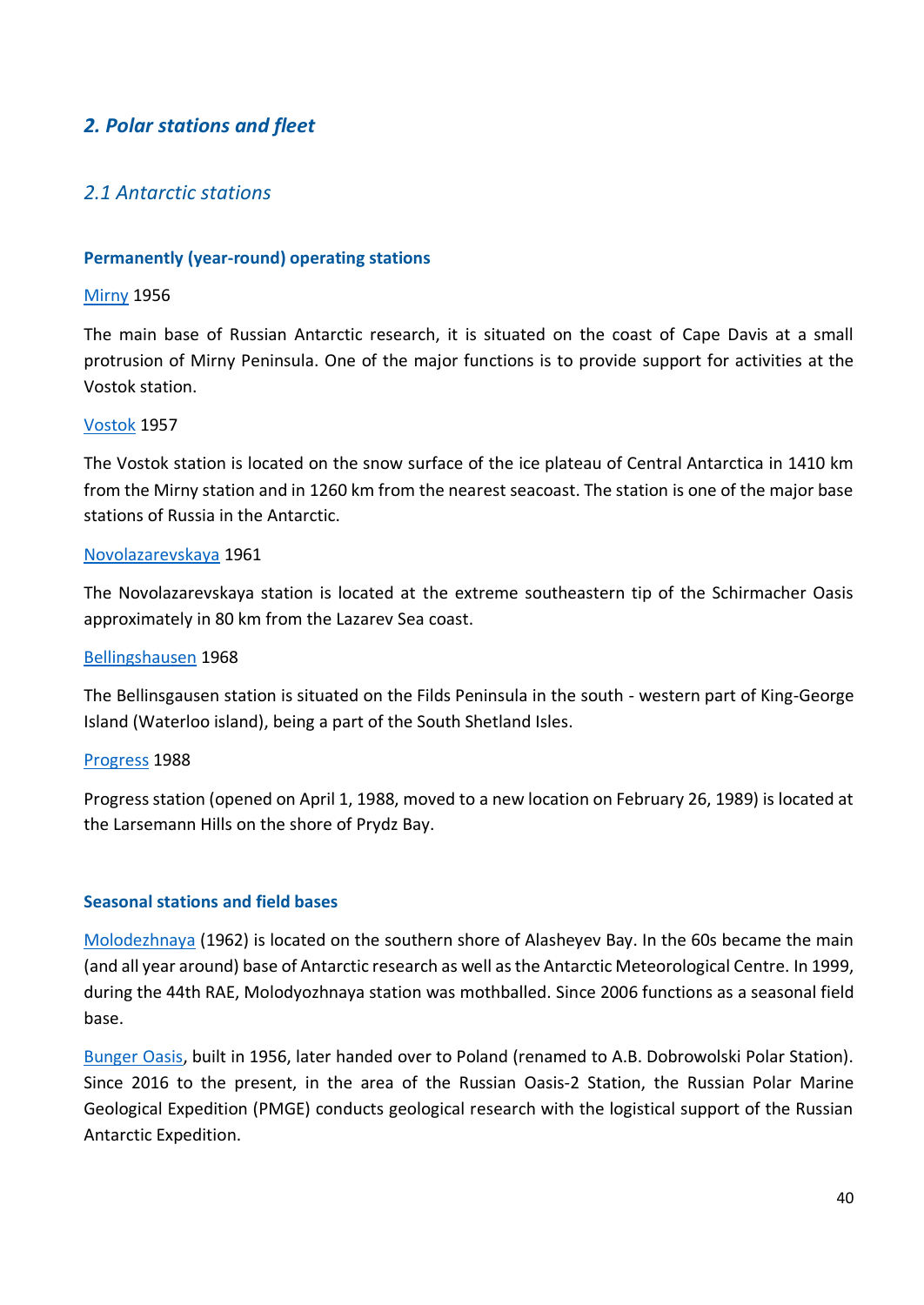## *2. Polar stations and fleet*

### *2.1 Antarctic stations*

#### **Permanently (year-round) operating stations**

Mirny 1956

The main base of Russian Antarctic research, it is situated on the coast of Cape Davis at a small protrusion of Mirny Peninsula. One of the major functions is to provide support for activities at the Vostok station.

Vostok 1957

The Vostok station is located on the snow surface of the ice plateau of Central Antarctica in 1410 km from the Mirny station and in 1260 km from the nearest seacoast. The station is one of the major base stations of Russia in the Antarctic.

Novolazarevskaya 1961

The Novolazarevskaya station is located at the extreme southeastern tip of the Schirmacher Oasis approximately in 80 km from the Lazarev Sea coast.

Bellingshausen 1968

The Bellinsgausen station is situated on the Filds Peninsula in the south - western part of King-George Island (Waterloo island), being a part of the South Shetland Isles.

Progress 1988

Progress station (opened on April 1, 1988, moved to a new location on February 26, 1989) is located at the Larsemann Hills on the shore of Prydz Bay.

#### **Seasonal stations and field bases**

Molodezhnaya (1962) is located on the southern shore of Alasheyev Bay. In the 60s became the main (and all year around) base of Antarctic research as well as the Antarctic Meteorological Centre. In 1999, during the 44th RAE, Molodyozhnaya station was mothballed. Since 2006 functions as a seasonal field base.

Bunger Oasis, built in 1956, later handed over to Poland (renamed to A.B. Dobrowolski Polar Station). Since 2016 to the present, in the area of the Russian Oasis-2 Station, the Russian Polar Marine Geological Expedition (PMGE) conducts geological research with the logistical support of the Russian Antarctic Expedition.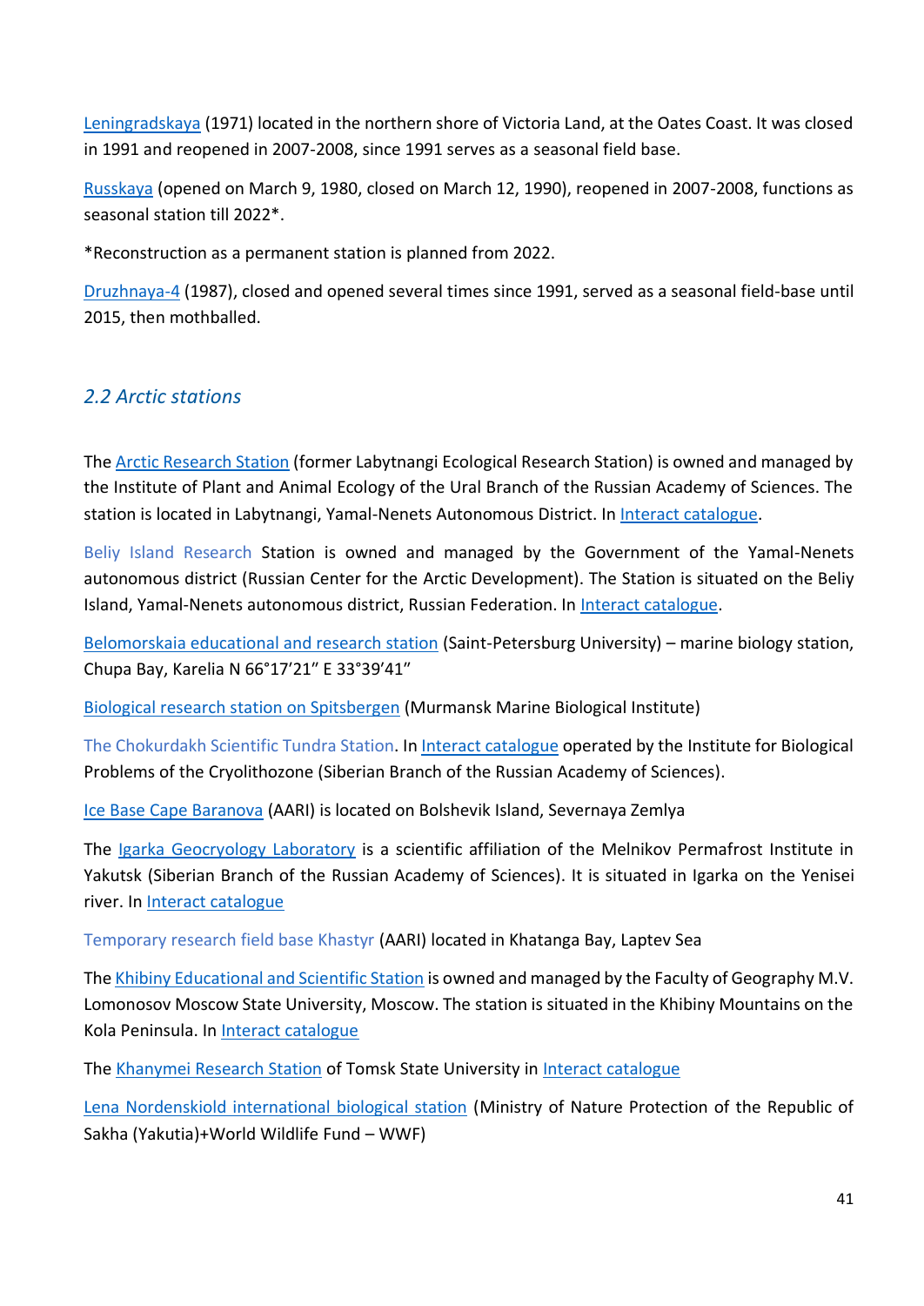Leningradskaya (1971) located in the northern shore of Victoria Land, at the Oates Coast. It was closed in 1991 and reopened in 2007-2008, since 1991 serves as a seasonal field base.

Russkaya (opened on March 9, 1980, closed on March 12, 1990), reopened in 2007-2008, functions as seasonal station till 2022*.

*Reconstruction as a permanent station is planned from 2022.

Druzhnaya-4 (1987), closed and opened several times since 1991, served as a seasonal field-base until 2015, then mothballed.

## *2.2 Arctic stations*

The Arctic Research Station (former Labytnangi Ecological Research Station) is owned and managed by the Institute of Plant and Animal Ecology of the Ural Branch of the Russian Academy of Sciences. The station is located in Labytnangi, Yamal-Nenets Autonomous District. In Interact catalogue.

Beliy Island Research Station is owned and managed by the Government of the Yamal-Nenets autonomous district (Russian Center for the Arctic Development). The Station is situated on the Beliy Island, Yamal-Nenets autonomous district, Russian Federation. In Interact catalogue.

Belomorskaia educational and research station (Saint-Petersburg University) – marine biology station, Chupa Bay, Karelia N 66°17'21" E 33°39'41"

Biological research station on Spitsbergen (Murmansk Marine Biological Institute)

The Chokurdakh Scientific Tundra Station. In Interact catalogue operated by the Institute for Biological Problems of the Cryolithozone (Siberian Branch of the Russian Academy of Sciences).

Ice Base Cape Baranova (AARI) is located on Bolshevik Island, Severnaya Zemlya

The Igarka Geocryology Laboratory is a scientific affiliation of the Melnikov Permafrost Institute in Yakutsk (Siberian Branch of the Russian Academy of Sciences). It is situated in Igarka on the Yenisei river. In Interact catalogue

Temporary research field base Khastyr (AARI) located in Khatanga Bay, Laptev Sea

The Khibiny Educational and Scientific Station is owned and managed by the Faculty of Geography M.V. Lomonosov Moscow State University, Moscow. The station is situated in the Khibiny Mountains on the Kola Peninsula. In Interact catalogue

The Khanymei Research Station of Tomsk State University in Interact catalogue

Lena Nordenskiold international biological station (Ministry of Nature Protection of the Republic of Sakha (Yakutia)+World Wildlife Fund – WWF)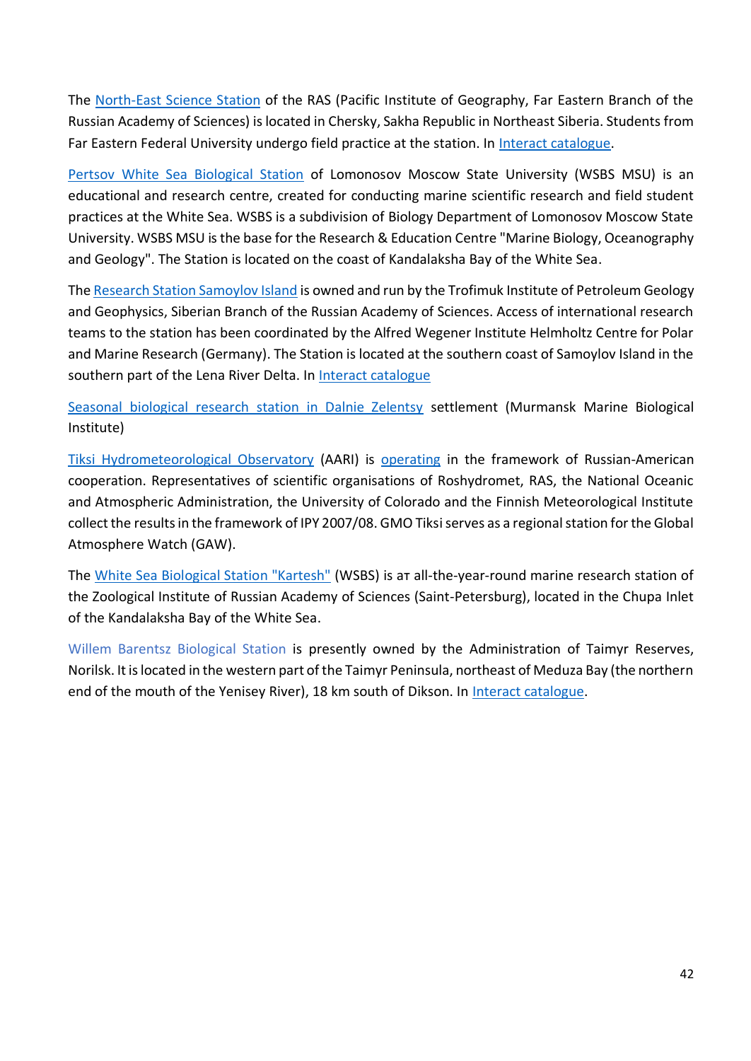The North-East Science Station of the RAS (Pacific Institute of Geography, Far Eastern Branch of the Russian Academy of Sciences) is located in Chersky, Sakha Republic in Northeast Siberia. Students from Far Eastern Federal University undergo field practice at the station. In Interact catalogue.

Pertsov White Sea Biological Station of Lomonosov Moscow State University (WSBS MSU) is an educational and research centre, created for conducting marine scientific research and field student practices at the White Sea. WSBS is a subdivision of Biology Department of Lomonosov Moscow State University. WSBS MSU is the base for the Research & Education Centre "Marine Biology, Oceanography and Geology". The Station is located on the coast of Kandalaksha Bay of the White Sea.

The Research Station Samoylov Island is owned and run by the Trofimuk Institute of Petroleum Geology and Geophysics, Siberian Branch of the Russian Academy of Sciences. Access of international research teams to the station has been coordinated by the Alfred Wegener Institute Helmholtz Centre for Polar and Marine Research (Germany). The Station is located at the southern coast of Samoylov Island in the southern part of the Lena River Delta. In Interact catalogue

Seasonal biological research station in Dalnie Zelentsy settlement (Murmansk Marine Biological Institute)

Tiksi Hydrometeorological Observatory (AARI) is operating in the framework of Russian-American cooperation. Representatives of scientific organisations of Roshydromet, RAS, the National Oceanic and Atmospheric Administration, the University of Colorado and the Finnish Meteorological Institute collect the results in the framework of IPY 2007/08. GMO Tiksi serves as a regional station for the Global Atmosphere Watch (GAW).

The White Sea Biological Station "Kartesh" (WSBS) is aт all-the-year-round marine research station of the Zoological Institute of Russian Academy of Sciences (Saint-Petersburg), located in the Chupa Inlet of the Kandalaksha Bay of the White Sea.

Willem Barentsz Biological Station is presently owned by the Administration of Taimyr Reserves, Norilsk. It is located in the western part of the Taimyr Peninsula, northeast of Meduza Bay (the northern end of the mouth of the Yenisey River), 18 km south of Dikson. In Interact catalogue.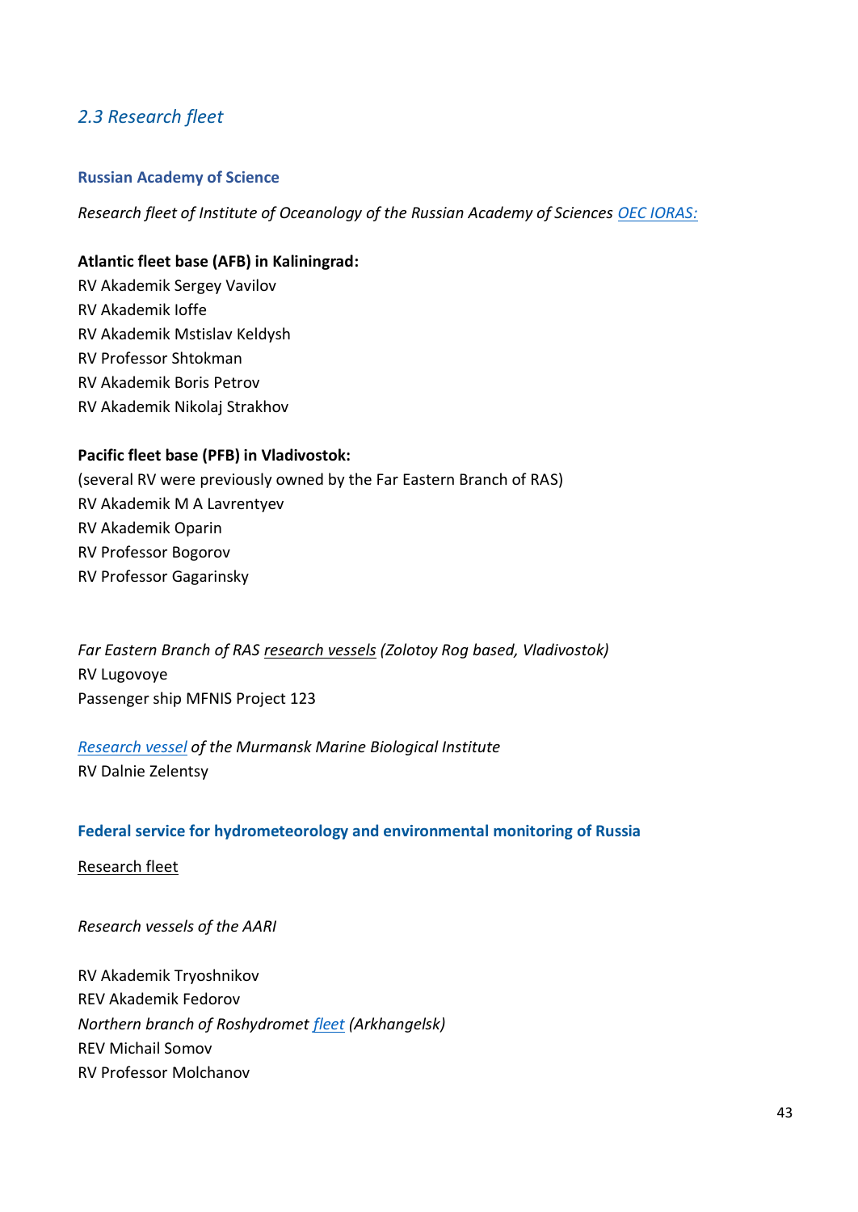## 2.3 Research fleet

### Russian Academy of Science

*Research fleet of Institute of Oceanology of the Russian Academy of Sciences OEC IORAS:*

**Atlantic fleet base (AFB) in Kaliningrad:**

RV Akademik Sergey Vavilov
RV Akademik Ioffe
RV Akademik Mstislav Keldysh
RV Professor Shtokman
RV Akademik Boris Petrov
RV Akademik Nikolaj Strakhov

**Pacific fleet base (PFB) in Vladivostok:**

(several RV were previously owned by the Far Eastern Branch of RAS)
RV Akademik M A Lavrentyev
RV Akademik Oparin
RV Professor Bogorov
RV Professor Gagarinsky

*Far Eastern Branch of RAS research vessels (Zolotoy Rog based, Vladivostok)*
RV Lugovoye
Passenger ship MFNIS Project 123

*Research vessel of the Murmansk Marine Biological Institute*
RV Dalnie Zelentsy

### Federal service for hydrometeorology and environmental monitoring of Russia

Research fleet

*Research vessels of the AARI*

RV Akademik Tryoshnikov
REV Akademik Fedorov
*Northern branch of Roshydromet fleet (Arkhangelsk)*
REV Michail Somov
RV Professor Molchanov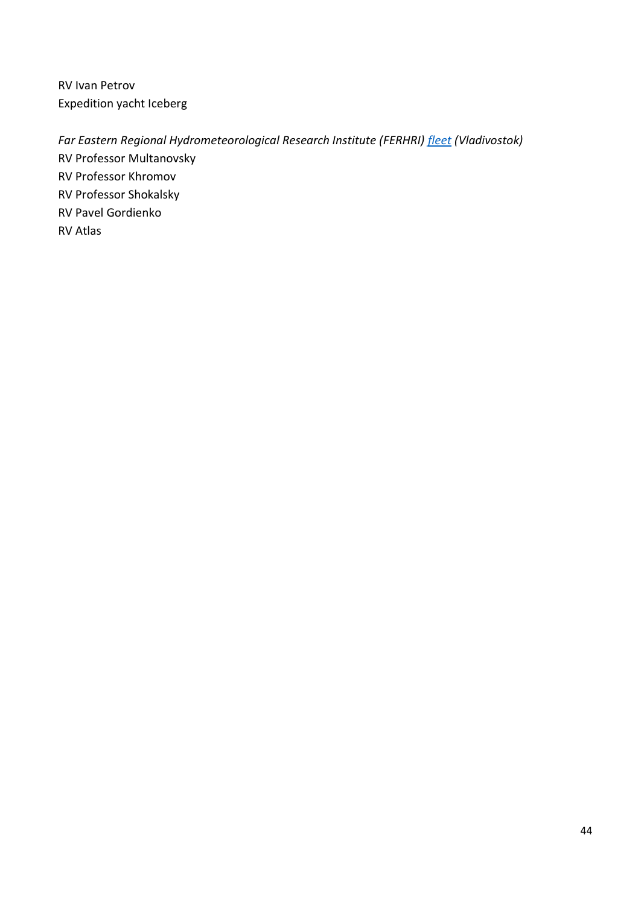RV Ivan Petrov
Expedition yacht Iceberg

*Far Eastern Regional Hydrometeorological Research Institute (FERHRI) fleet (Vladivostok)*
RV Professor Multanovsky
RV Professor Khromov
RV Professor Shokalsky
RV Pavel Gordienko
RV Atlas